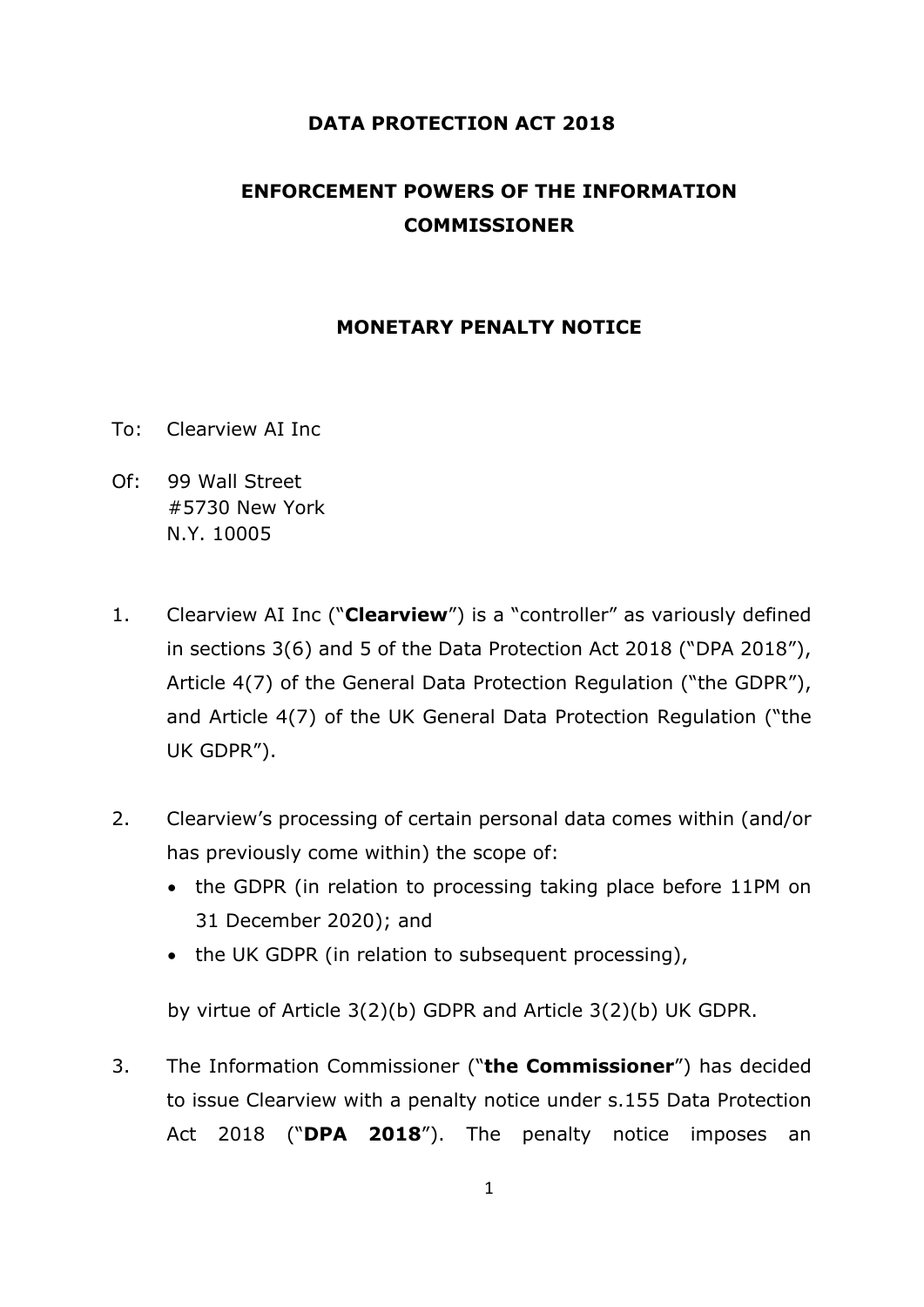# DATA PROTECTION ACT 2018

## ENFORCEMENT POWERS OF THE INFORMATION COMMISSIONER

## MONETARY PENALTY NOTICE

To: Clearview AI Inc

Of: 99 Wall Street
#5730 New York
N.Y. 10005

1. Clearview AI Inc ("**Clearview**") is a "controller" as variously defined in sections 3(6) and 5 of the Data Protection Act 2018 ("DPA 2018"), Article 4(7) of the General Data Protection Regulation ("the GDPR"), and Article 4(7) of the UK General Data Protection Regulation ("the UK GDPR").

2. Clearview's processing of certain personal data comes within (and/or has previously come within) the scope of:
   - the GDPR (in relation to processing taking place before 11PM on 31 December 2020); and
   - the UK GDPR (in relation to subsequent processing),

   by virtue of Article 3(2)(b) GDPR and Article 3(2)(b) UK GDPR.

3. The Information Commissioner ("**the Commissioner**") has decided to issue Clearview with a penalty notice under s.155 Data Protection Act 2018 ("**DPA 2018**"). The penalty notice imposes an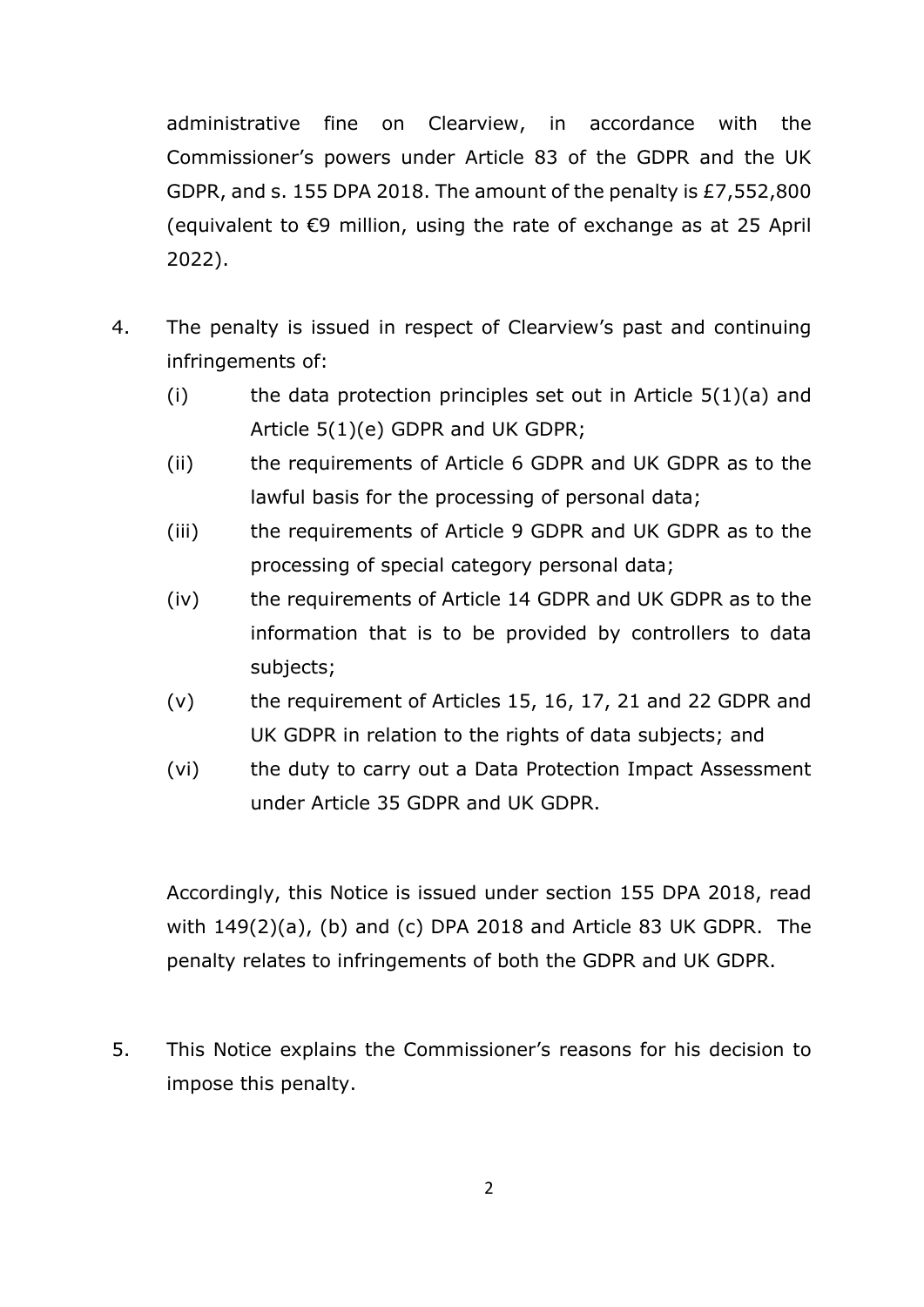administrative fine on Clearview, in accordance with the Commissioner's powers under Article 83 of the GDPR and the UK GDPR, and s. 155 DPA 2018. The amount of the penalty is £7,552,800 (equivalent to €9 million, using the rate of exchange as at 25 April 2022).

4. The penalty is issued in respect of Clearview's past and continuing infringements of:

   (i) the data protection principles set out in Article 5(1)(a) and Article 5(1)(e) GDPR and UK GDPR;

   (ii) the requirements of Article 6 GDPR and UK GDPR as to the lawful basis for the processing of personal data;

   (iii) the requirements of Article 9 GDPR and UK GDPR as to the processing of special category personal data;

   (iv) the requirements of Article 14 GDPR and UK GDPR as to the information that is to be provided by controllers to data subjects;

   (v) the requirement of Articles 15, 16, 17, 21 and 22 GDPR and UK GDPR in relation to the rights of data subjects; and

   (vi) the duty to carry out a Data Protection Impact Assessment under Article 35 GDPR and UK GDPR.

   Accordingly, this Notice is issued under section 155 DPA 2018, read with 149(2)(a), (b) and (c) DPA 2018 and Article 83 UK GDPR. The penalty relates to infringements of both the GDPR and UK GDPR.

5. This Notice explains the Commissioner's reasons for his decision to impose this penalty.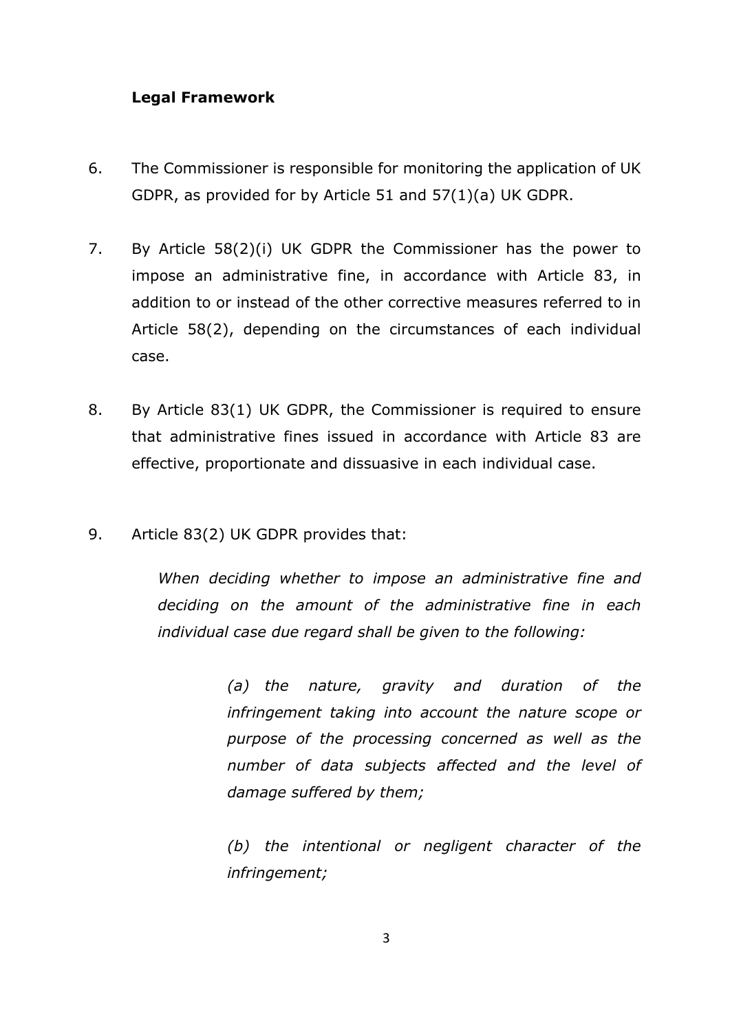**Legal Framework**

6. The Commissioner is responsible for monitoring the application of UK GDPR, as provided for by Article 51 and 57(1)(a) UK GDPR.

7. By Article 58(2)(i) UK GDPR the Commissioner has the power to impose an administrative fine, in accordance with Article 83, in addition to or instead of the other corrective measures referred to in Article 58(2), depending on the circumstances of each individual case.

8. By Article 83(1) UK GDPR, the Commissioner is required to ensure that administrative fines issued in accordance with Article 83 are effective, proportionate and dissuasive in each individual case.

9. Article 83(2) UK GDPR provides that:

   *When deciding whether to impose an administrative fine and deciding on the amount of the administrative fine in each individual case due regard shall be given to the following:*

   > *(a) the nature, gravity and duration of the infringement taking into account the nature scope or purpose of the processing concerned as well as the number of data subjects affected and the level of damage suffered by them;*
   >
   > *(b) the intentional or negligent character of the infringement;*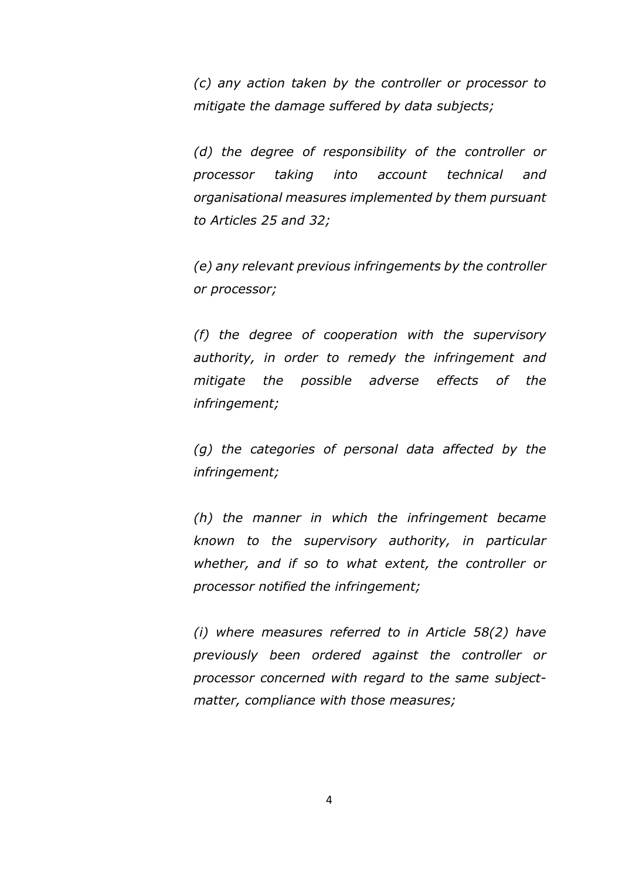*(c) any action taken by the controller or processor to mitigate the damage suffered by data subjects;*

*(d) the degree of responsibility of the controller or processor taking into account technical and organisational measures implemented by them pursuant to Articles 25 and 32;*

*(e) any relevant previous infringements by the controller or processor;*

*(f) the degree of cooperation with the supervisory authority, in order to remedy the infringement and mitigate the possible adverse effects of the infringement;*

*(g) the categories of personal data affected by the infringement;*

*(h) the manner in which the infringement became known to the supervisory authority, in particular whether, and if so to what extent, the controller or processor notified the infringement;*

*(i) where measures referred to in Article 58(2) have previously been ordered against the controller or processor concerned with regard to the same subject-matter, compliance with those measures;*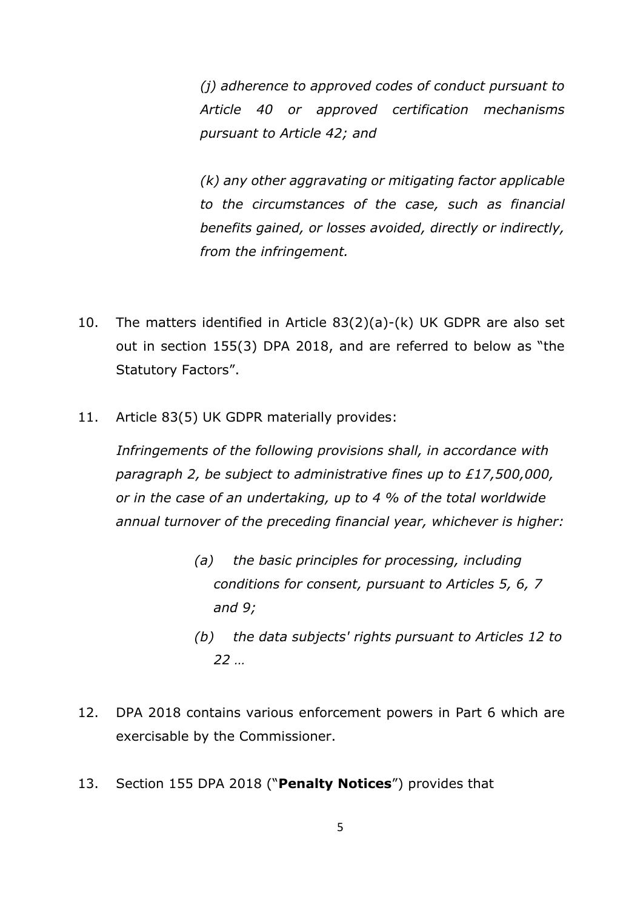*(j) adherence to approved codes of conduct pursuant to Article 40 or approved certification mechanisms pursuant to Article 42; and*

*(k) any other aggravating or mitigating factor applicable to the circumstances of the case, such as financial benefits gained, or losses avoided, directly or indirectly, from the infringement.*

10. The matters identified in Article 83(2)(a)-(k) UK GDPR are also set out in section 155(3) DPA 2018, and are referred to below as "the Statutory Factors".

11. Article 83(5) UK GDPR materially provides:

    *Infringements of the following provisions shall, in accordance with paragraph 2, be subject to administrative fines up to £17,500,000, or in the case of an undertaking, up to 4 % of the total worldwide annual turnover of the preceding financial year, whichever is higher:*

    *(a) the basic principles for processing, including conditions for consent, pursuant to Articles 5, 6, 7 and 9;*

    *(b) the data subjects' rights pursuant to Articles 12 to 22 …*

12. DPA 2018 contains various enforcement powers in Part 6 which are exercisable by the Commissioner.

13. Section 155 DPA 2018 ("**Penalty Notices**") provides that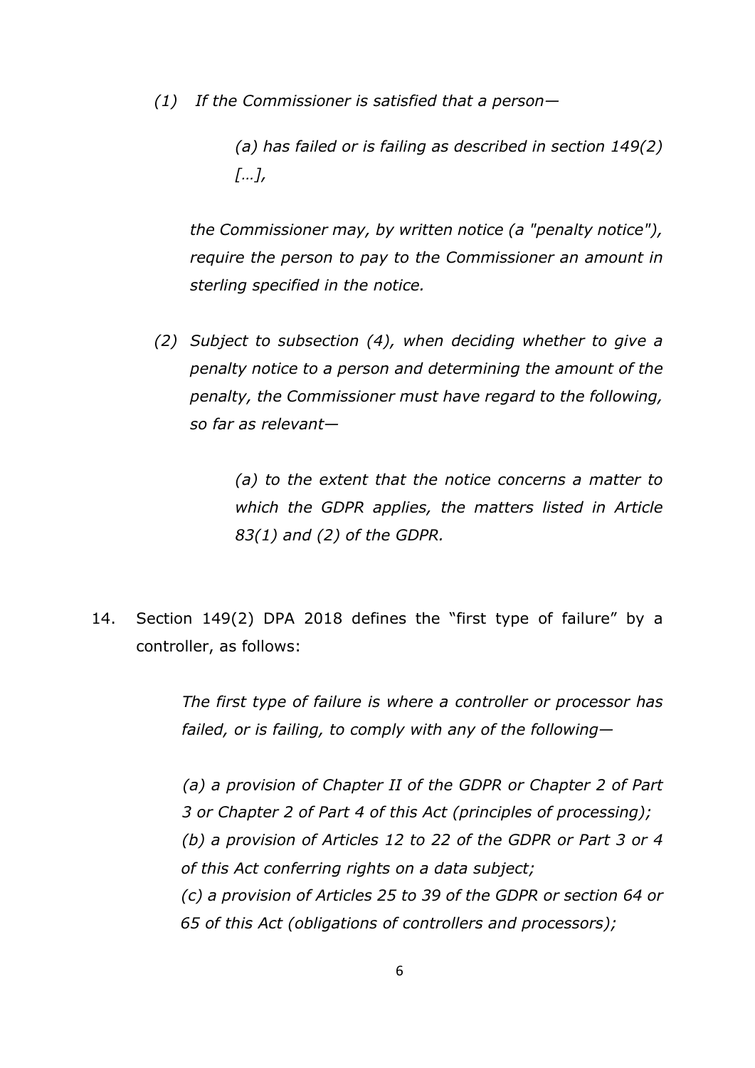*(1) If the Commissioner is satisfied that a person—*

> *(a) has failed or is failing as described in section 149(2) […],*

*the Commissioner may, by written notice (a "penalty notice"), require the person to pay to the Commissioner an amount in sterling specified in the notice.*

*(2) Subject to subsection (4), when deciding whether to give a penalty notice to a person and determining the amount of the penalty, the Commissioner must have regard to the following, so far as relevant—*

> *(a) to the extent that the notice concerns a matter to which the GDPR applies, the matters listed in Article 83(1) and (2) of the GDPR.*

14. Section 149(2) DPA 2018 defines the "first type of failure" by a controller, as follows:

> *The first type of failure is where a controller or processor has failed, or is failing, to comply with any of the following—*
>
> *(a) a provision of Chapter II of the GDPR or Chapter 2 of Part 3 or Chapter 2 of Part 4 of this Act (principles of processing);*
> *(b) a provision of Articles 12 to 22 of the GDPR or Part 3 or 4 of this Act conferring rights on a data subject;*
> *(c) a provision of Articles 25 to 39 of the GDPR or section 64 or 65 of this Act (obligations of controllers and processors);*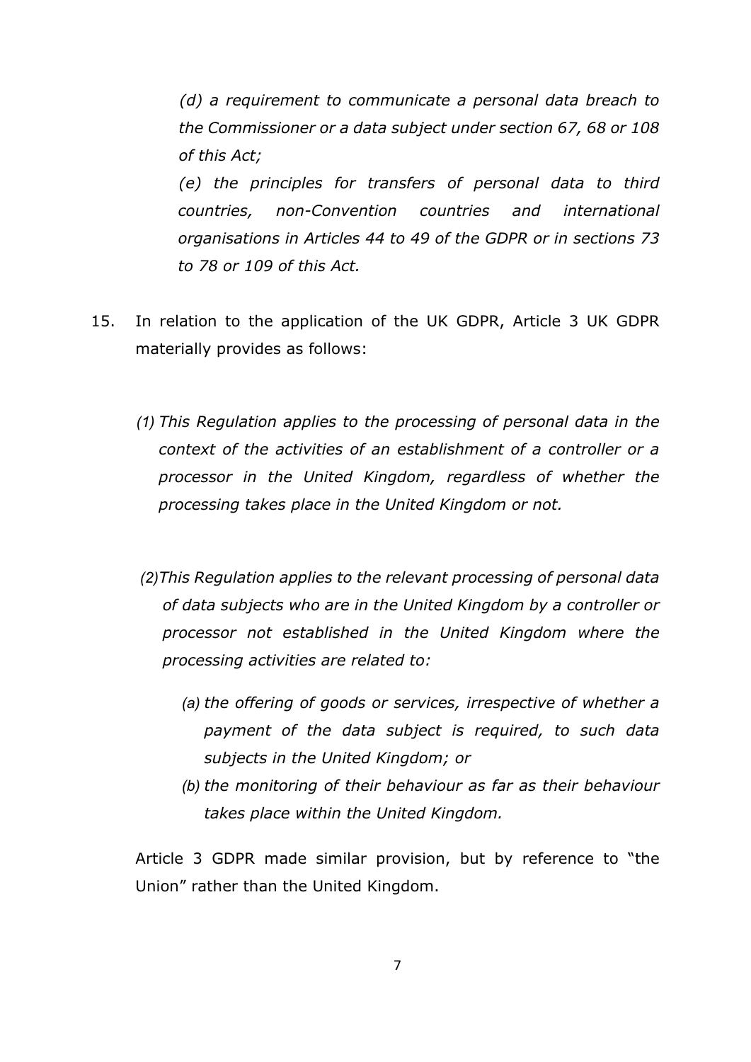*(d) a requirement to communicate a personal data breach to the Commissioner or a data subject under section 67, 68 or 108 of this Act;*

*(e) the principles for transfers of personal data to third countries, non-Convention countries and international organisations in Articles 44 to 49 of the GDPR or in sections 73 to 78 or 109 of this Act.*

15. In relation to the application of the UK GDPR, Article 3 UK GDPR materially provides as follows:

    *(1) This Regulation applies to the processing of personal data in the context of the activities of an establishment of a controller or a processor in the United Kingdom, regardless of whether the processing takes place in the United Kingdom or not.*

    *(2) This Regulation applies to the relevant processing of personal data of data subjects who are in the United Kingdom by a controller or processor not established in the United Kingdom where the processing activities are related to:*

    *(a) the offering of goods or services, irrespective of whether a payment of the data subject is required, to such data subjects in the United Kingdom; or*

    *(b) the monitoring of their behaviour as far as their behaviour takes place within the United Kingdom.*

    Article 3 GDPR made similar provision, but by reference to "the Union" rather than the United Kingdom.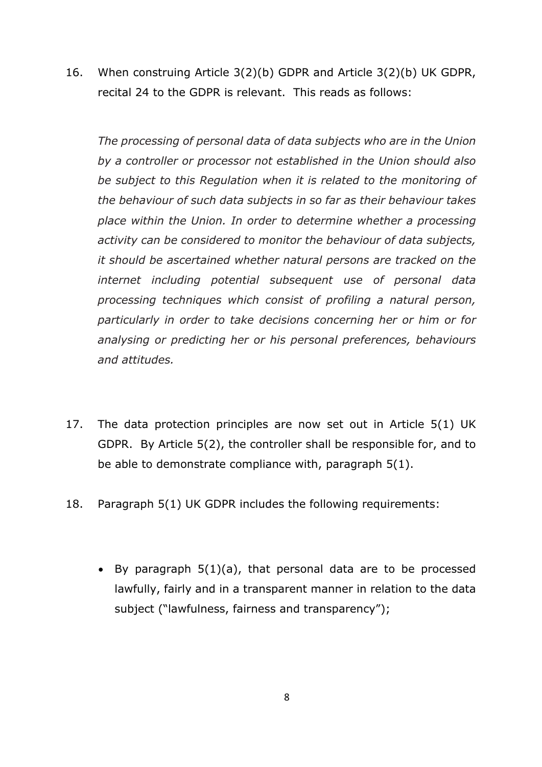16. When construing Article 3(2)(b) GDPR and Article 3(2)(b) UK GDPR, recital 24 to the GDPR is relevant. This reads as follows:

    *The processing of personal data of data subjects who are in the Union by a controller or processor not established in the Union should also be subject to this Regulation when it is related to the monitoring of the behaviour of such data subjects in so far as their behaviour takes place within the Union. In order to determine whether a processing activity can be considered to monitor the behaviour of data subjects, it should be ascertained whether natural persons are tracked on the internet including potential subsequent use of personal data processing techniques which consist of profiling a natural person, particularly in order to take decisions concerning her or him or for analysing or predicting her or his personal preferences, behaviours and attitudes.*

17. The data protection principles are now set out in Article 5(1) UK GDPR. By Article 5(2), the controller shall be responsible for, and to be able to demonstrate compliance with, paragraph 5(1).

18. Paragraph 5(1) UK GDPR includes the following requirements:

    - By paragraph 5(1)(a), that personal data are to be processed lawfully, fairly and in a transparent manner in relation to the data subject ("lawfulness, fairness and transparency");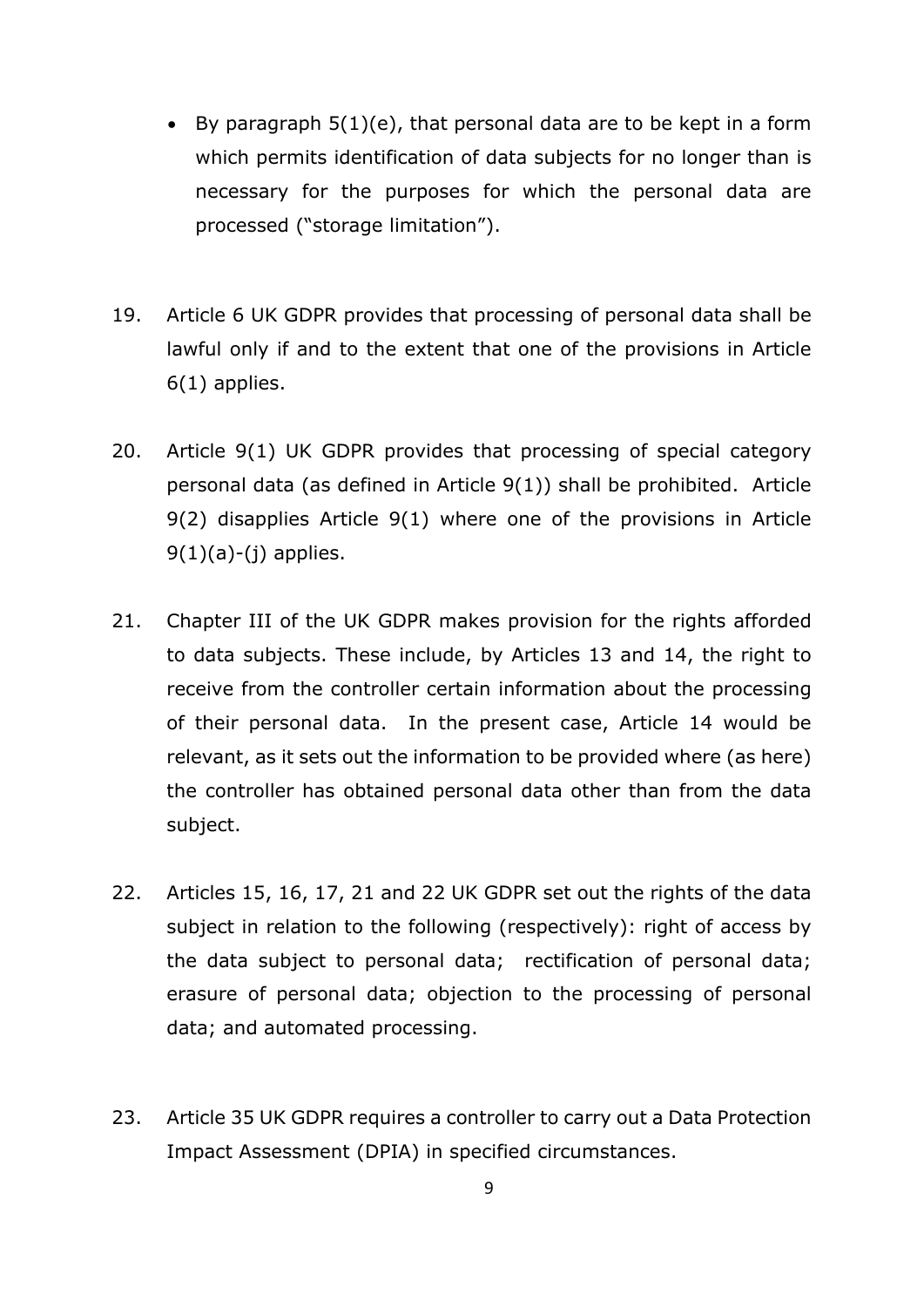- By paragraph 5(1)(e), that personal data are to be kept in a form which permits identification of data subjects for no longer than is necessary for the purposes for which the personal data are processed ("storage limitation").

19. Article 6 UK GDPR provides that processing of personal data shall be lawful only if and to the extent that one of the provisions in Article 6(1) applies.

20. Article 9(1) UK GDPR provides that processing of special category personal data (as defined in Article 9(1)) shall be prohibited. Article 9(2) disapplies Article 9(1) where one of the provisions in Article 9(1)(a)-(j) applies.

21. Chapter III of the UK GDPR makes provision for the rights afforded to data subjects. These include, by Articles 13 and 14, the right to receive from the controller certain information about the processing of their personal data. In the present case, Article 14 would be relevant, as it sets out the information to be provided where (as here) the controller has obtained personal data other than from the data subject.

22. Articles 15, 16, 17, 21 and 22 UK GDPR set out the rights of the data subject in relation to the following (respectively): right of access by the data subject to personal data; rectification of personal data; erasure of personal data; objection to the processing of personal data; and automated processing.

23. Article 35 UK GDPR requires a controller to carry out a Data Protection Impact Assessment (DPIA) in specified circumstances.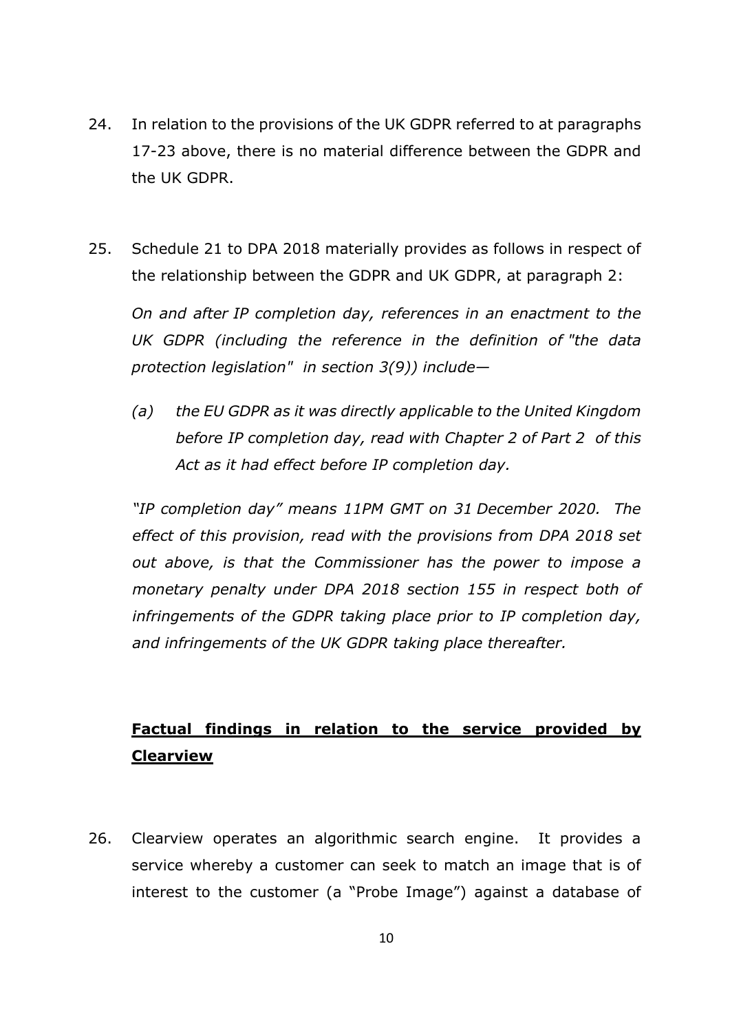24. In relation to the provisions of the UK GDPR referred to at paragraphs 17-23 above, there is no material difference between the GDPR and the UK GDPR.

25. Schedule 21 to DPA 2018 materially provides as follows in respect of the relationship between the GDPR and UK GDPR, at paragraph 2:

    *On and after IP completion day, references in an enactment to the UK GDPR (including the reference in the definition of "the data protection legislation" in section 3(9)) include—*

    *(a) the EU GDPR as it was directly applicable to the United Kingdom before IP completion day, read with Chapter 2 of Part 2 of this Act as it had effect before IP completion day.*

    *"IP completion day" means 11PM GMT on 31 December 2020. The effect of this provision, read with the provisions from DPA 2018 set out above, is that the Commissioner has the power to impose a monetary penalty under DPA 2018 section 155 in respect both of infringements of the GDPR taking place prior to IP completion day, and infringements of the UK GDPR taking place thereafter.*

## **Factual findings in relation to the service provided by Clearview**

26. Clearview operates an algorithmic search engine. It provides a service whereby a customer can seek to match an image that is of interest to the customer (a "Probe Image") against a database of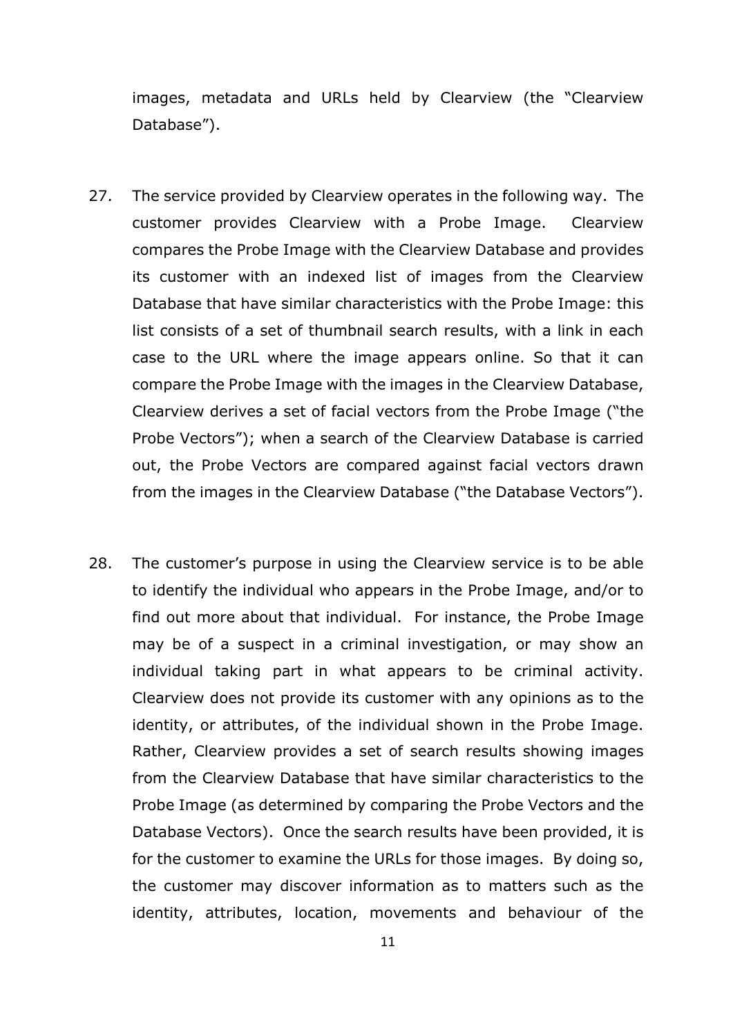images, metadata and URLs held by Clearview (the "Clearview Database").

27. The service provided by Clearview operates in the following way. The customer provides Clearview with a Probe Image. Clearview compares the Probe Image with the Clearview Database and provides its customer with an indexed list of images from the Clearview Database that have similar characteristics with the Probe Image: this list consists of a set of thumbnail search results, with a link in each case to the URL where the image appears online. So that it can compare the Probe Image with the images in the Clearview Database, Clearview derives a set of facial vectors from the Probe Image ("the Probe Vectors"); when a search of the Clearview Database is carried out, the Probe Vectors are compared against facial vectors drawn from the images in the Clearview Database ("the Database Vectors").

28. The customer's purpose in using the Clearview service is to be able to identify the individual who appears in the Probe Image, and/or to find out more about that individual. For instance, the Probe Image may be of a suspect in a criminal investigation, or may show an individual taking part in what appears to be criminal activity. Clearview does not provide its customer with any opinions as to the identity, or attributes, of the individual shown in the Probe Image. Rather, Clearview provides a set of search results showing images from the Clearview Database that have similar characteristics to the Probe Image (as determined by comparing the Probe Vectors and the Database Vectors). Once the search results have been provided, it is for the customer to examine the URLs for those images. By doing so, the customer may discover information as to matters such as the identity, attributes, location, movements and behaviour of the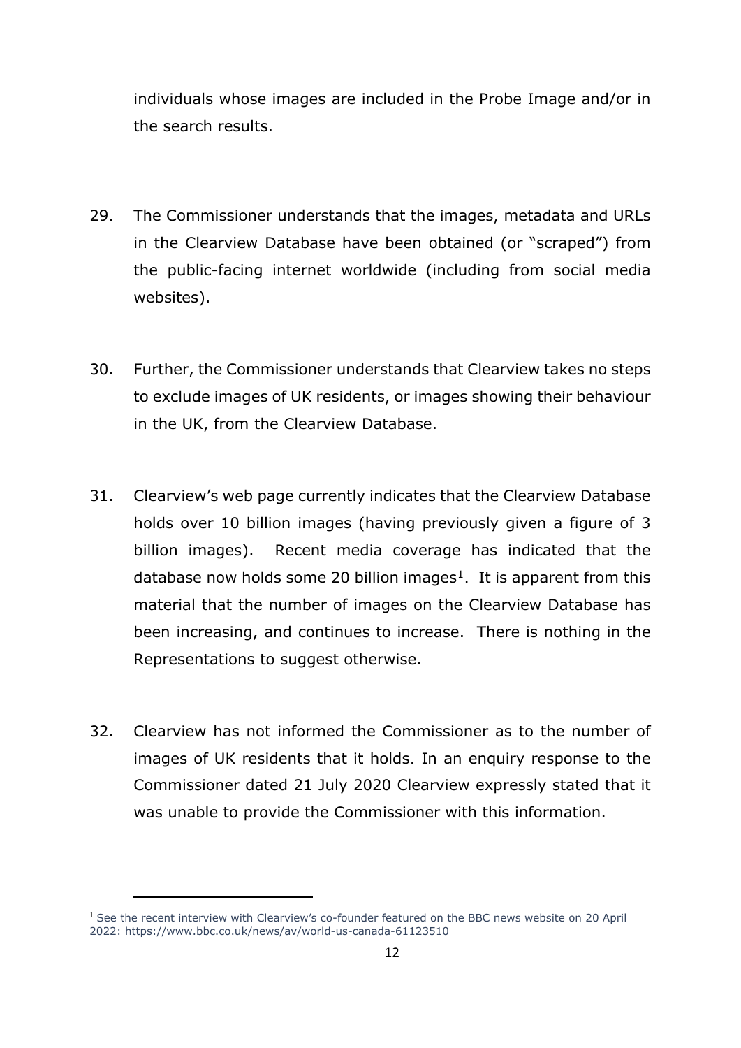individuals whose images are included in the Probe Image and/or in the search results.

29. The Commissioner understands that the images, metadata and URLs in the Clearview Database have been obtained (or "scraped") from the public-facing internet worldwide (including from social media websites).

30. Further, the Commissioner understands that Clearview takes no steps to exclude images of UK residents, or images showing their behaviour in the UK, from the Clearview Database.

31. Clearview's web page currently indicates that the Clearview Database holds over 10 billion images (having previously given a figure of 3 billion images). Recent media coverage has indicated that the database now holds some 20 billion images[1]. It is apparent from this material that the number of images on the Clearview Database has been increasing, and continues to increase. There is nothing in the Representations to suggest otherwise.

32. Clearview has not informed the Commissioner as to the number of images of UK residents that it holds. In an enquiry response to the Commissioner dated 21 July 2020 Clearview expressly stated that it was unable to provide the Commissioner with this information.

---

[1] See the recent interview with Clearview's co-founder featured on the BBC news website on 20 April 2022: https://www.bbc.co.uk/news/av/world-us-canada-61123510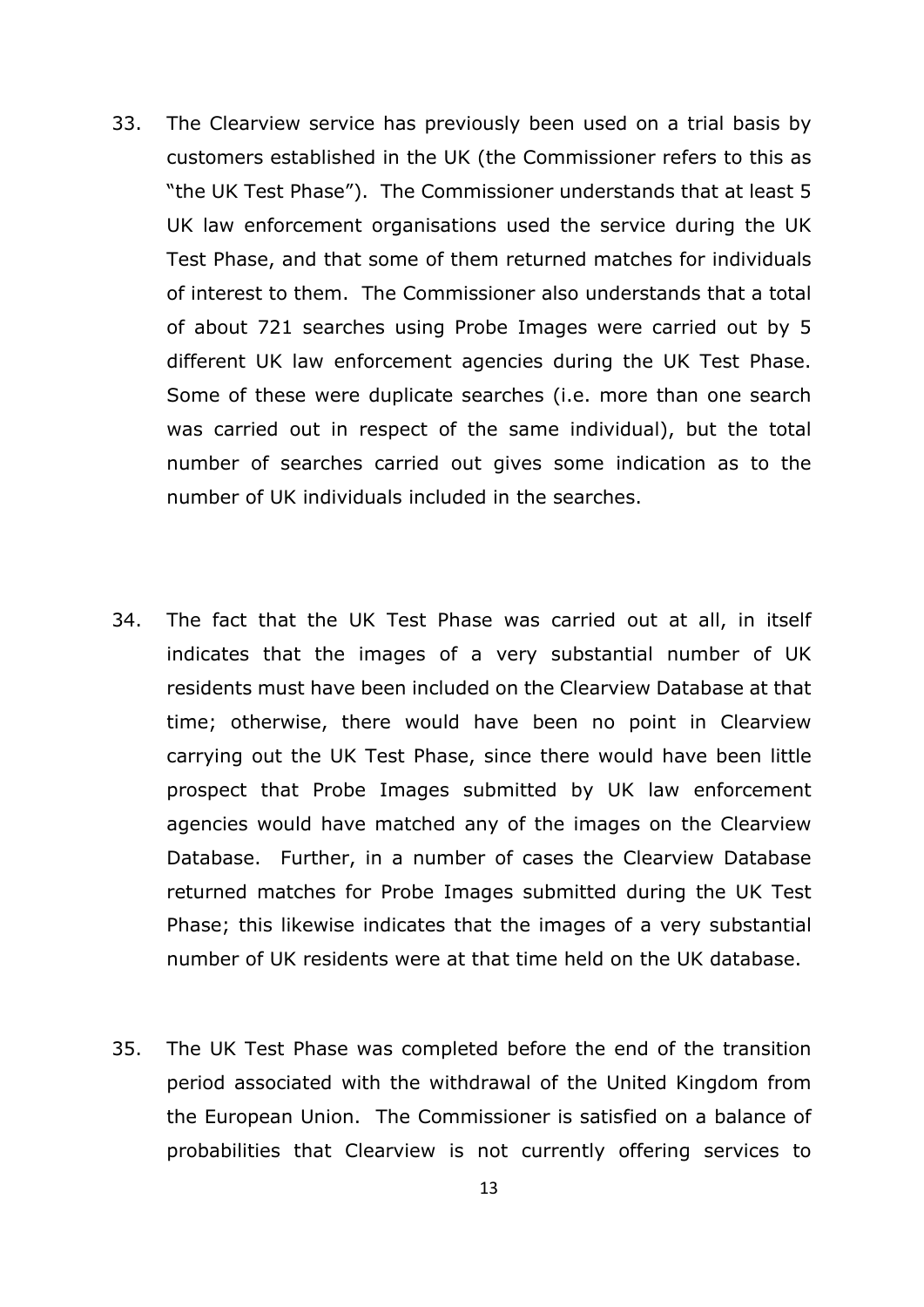33. The Clearview service has previously been used on a trial basis by customers established in the UK (the Commissioner refers to this as "the UK Test Phase"). The Commissioner understands that at least 5 UK law enforcement organisations used the service during the UK Test Phase, and that some of them returned matches for individuals of interest to them. The Commissioner also understands that a total of about 721 searches using Probe Images were carried out by 5 different UK law enforcement agencies during the UK Test Phase. Some of these were duplicate searches (i.e. more than one search was carried out in respect of the same individual), but the total number of searches carried out gives some indication as to the number of UK individuals included in the searches.

34. The fact that the UK Test Phase was carried out at all, in itself indicates that the images of a very substantial number of UK residents must have been included on the Clearview Database at that time; otherwise, there would have been no point in Clearview carrying out the UK Test Phase, since there would have been little prospect that Probe Images submitted by UK law enforcement agencies would have matched any of the images on the Clearview Database. Further, in a number of cases the Clearview Database returned matches for Probe Images submitted during the UK Test Phase; this likewise indicates that the images of a very substantial number of UK residents were at that time held on the UK database.

35. The UK Test Phase was completed before the end of the transition period associated with the withdrawal of the United Kingdom from the European Union. The Commissioner is satisfied on a balance of probabilities that Clearview is not currently offering services to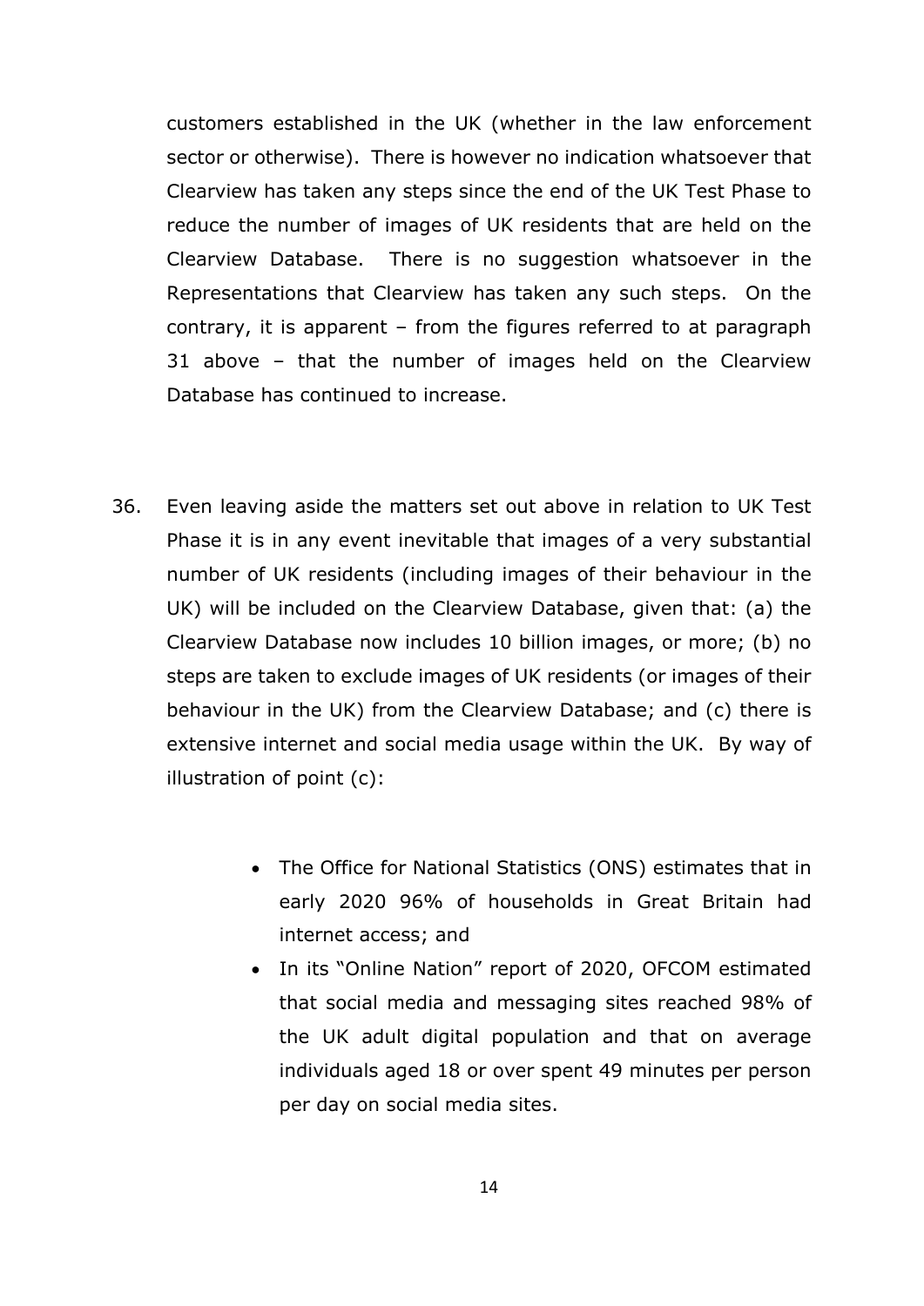customers established in the UK (whether in the law enforcement sector or otherwise). There is however no indication whatsoever that Clearview has taken any steps since the end of the UK Test Phase to reduce the number of images of UK residents that are held on the Clearview Database. There is no suggestion whatsoever in the Representations that Clearview has taken any such steps. On the contrary, it is apparent – from the figures referred to at paragraph 31 above – that the number of images held on the Clearview Database has continued to increase.

36. Even leaving aside the matters set out above in relation to UK Test Phase it is in any event inevitable that images of a very substantial number of UK residents (including images of their behaviour in the UK) will be included on the Clearview Database, given that: (a) the Clearview Database now includes 10 billion images, or more; (b) no steps are taken to exclude images of UK residents (or images of their behaviour in the UK) from the Clearview Database; and (c) there is extensive internet and social media usage within the UK. By way of illustration of point (c):

   - The Office for National Statistics (ONS) estimates that in early 2020 96% of households in Great Britain had internet access; and
   - In its "Online Nation" report of 2020, OFCOM estimated that social media and messaging sites reached 98% of the UK adult digital population and that on average individuals aged 18 or over spent 49 minutes per person per day on social media sites.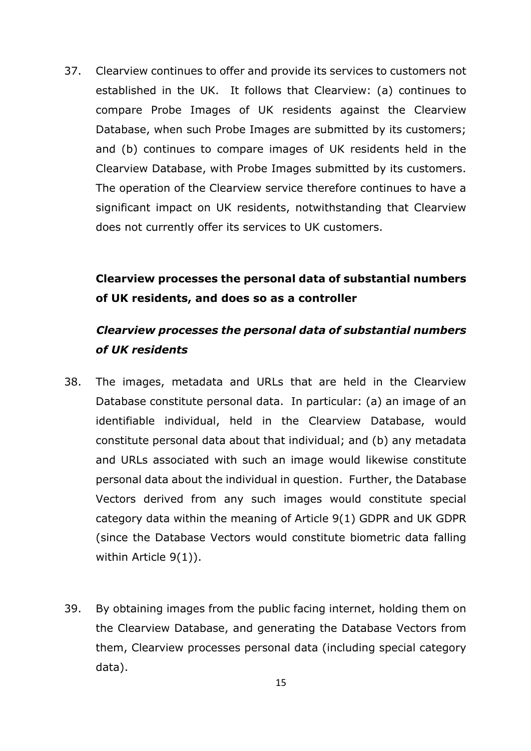37. Clearview continues to offer and provide its services to customers not established in the UK. It follows that Clearview: (a) continues to compare Probe Images of UK residents against the Clearview Database, when such Probe Images are submitted by its customers; and (b) continues to compare images of UK residents held in the Clearview Database, with Probe Images submitted by its customers. The operation of the Clearview service therefore continues to have a significant impact on UK residents, notwithstanding that Clearview does not currently offer its services to UK customers.

**Clearview processes the personal data of substantial numbers of UK residents, and does so as a controller**

***Clearview processes the personal data of substantial numbers of UK residents***

38. The images, metadata and URLs that are held in the Clearview Database constitute personal data. In particular: (a) an image of an identifiable individual, held in the Clearview Database, would constitute personal data about that individual; and (b) any metadata and URLs associated with such an image would likewise constitute personal data about the individual in question. Further, the Database Vectors derived from any such images would constitute special category data within the meaning of Article 9(1) GDPR and UK GDPR (since the Database Vectors would constitute biometric data falling within Article 9(1)).

39. By obtaining images from the public facing internet, holding them on the Clearview Database, and generating the Database Vectors from them, Clearview processes personal data (including special category data).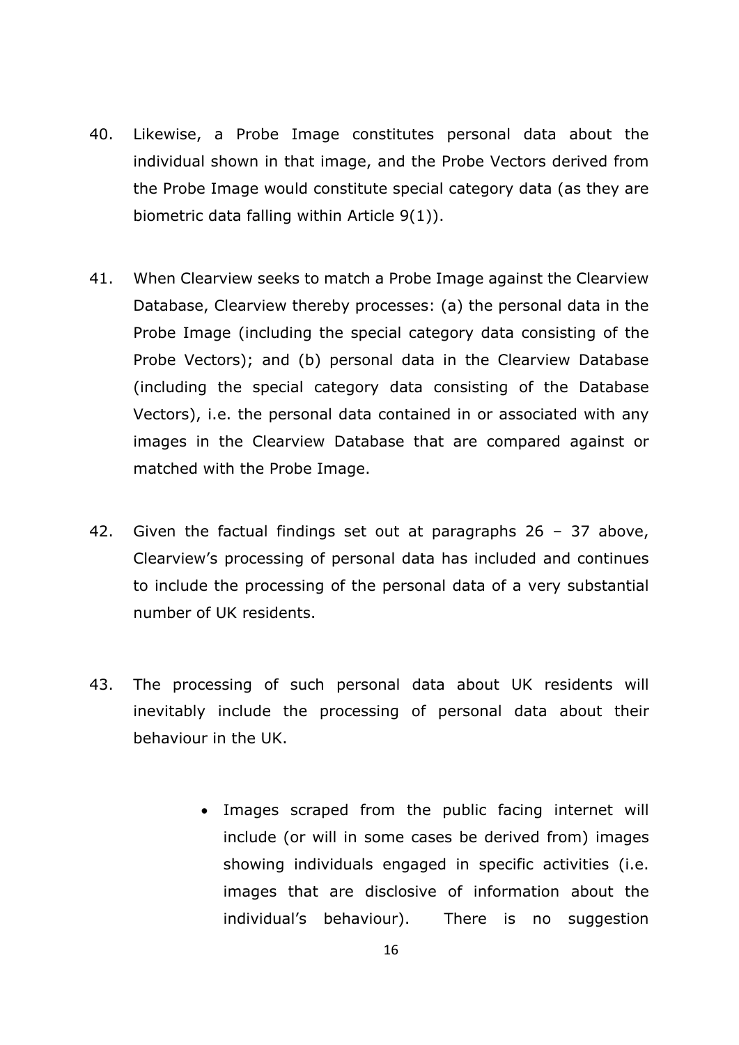40. Likewise, a Probe Image constitutes personal data about the individual shown in that image, and the Probe Vectors derived from the Probe Image would constitute special category data (as they are biometric data falling within Article 9(1)).

41. When Clearview seeks to match a Probe Image against the Clearview Database, Clearview thereby processes: (a) the personal data in the Probe Image (including the special category data consisting of the Probe Vectors); and (b) personal data in the Clearview Database (including the special category data consisting of the Database Vectors), i.e. the personal data contained in or associated with any images in the Clearview Database that are compared against or matched with the Probe Image.

42. Given the factual findings set out at paragraphs 26 – 37 above, Clearview's processing of personal data has included and continues to include the processing of the personal data of a very substantial number of UK residents.

43. The processing of such personal data about UK residents will inevitably include the processing of personal data about their behaviour in the UK.

- Images scraped from the public facing internet will include (or will in some cases be derived from) images showing individuals engaged in specific activities (i.e. images that are disclosive of information about the individual's behaviour). There is no suggestion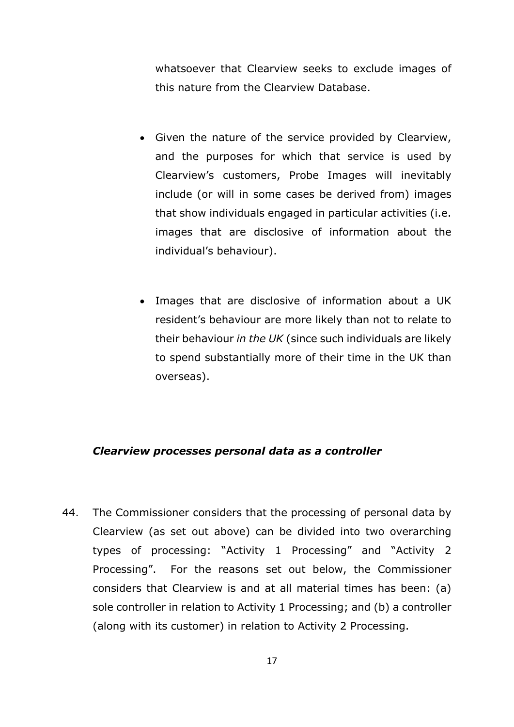whatsoever that Clearview seeks to exclude images of this nature from the Clearview Database.

- Given the nature of the service provided by Clearview, and the purposes for which that service is used by Clearview's customers, Probe Images will inevitably include (or will in some cases be derived from) images that show individuals engaged in particular activities (i.e. images that are disclosive of information about the individual's behaviour).

- Images that are disclosive of information about a UK resident's behaviour are more likely than not to relate to their behaviour *in the UK* (since such individuals are likely to spend substantially more of their time in the UK than overseas).

### *Clearview processes personal data as a controller*

44. The Commissioner considers that the processing of personal data by Clearview (as set out above) can be divided into two overarching types of processing: "Activity 1 Processing" and "Activity 2 Processing". For the reasons set out below, the Commissioner considers that Clearview is and at all material times has been: (a) sole controller in relation to Activity 1 Processing; and (b) a controller (along with its customer) in relation to Activity 2 Processing.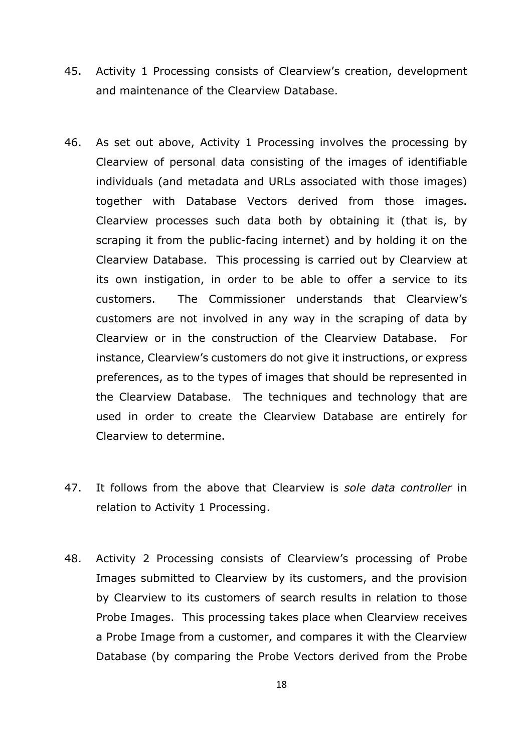45. Activity 1 Processing consists of Clearview's creation, development and maintenance of the Clearview Database.

46. As set out above, Activity 1 Processing involves the processing by Clearview of personal data consisting of the images of identifiable individuals (and metadata and URLs associated with those images) together with Database Vectors derived from those images. Clearview processes such data both by obtaining it (that is, by scraping it from the public-facing internet) and by holding it on the Clearview Database. This processing is carried out by Clearview at its own instigation, in order to be able to offer a service to its customers. The Commissioner understands that Clearview's customers are not involved in any way in the scraping of data by Clearview or in the construction of the Clearview Database. For instance, Clearview's customers do not give it instructions, or express preferences, as to the types of images that should be represented in the Clearview Database. The techniques and technology that are used in order to create the Clearview Database are entirely for Clearview to determine.

47. It follows from the above that Clearview is *sole data controller* in relation to Activity 1 Processing.

48. Activity 2 Processing consists of Clearview's processing of Probe Images submitted to Clearview by its customers, and the provision by Clearview to its customers of search results in relation to those Probe Images. This processing takes place when Clearview receives a Probe Image from a customer, and compares it with the Clearview Database (by comparing the Probe Vectors derived from the Probe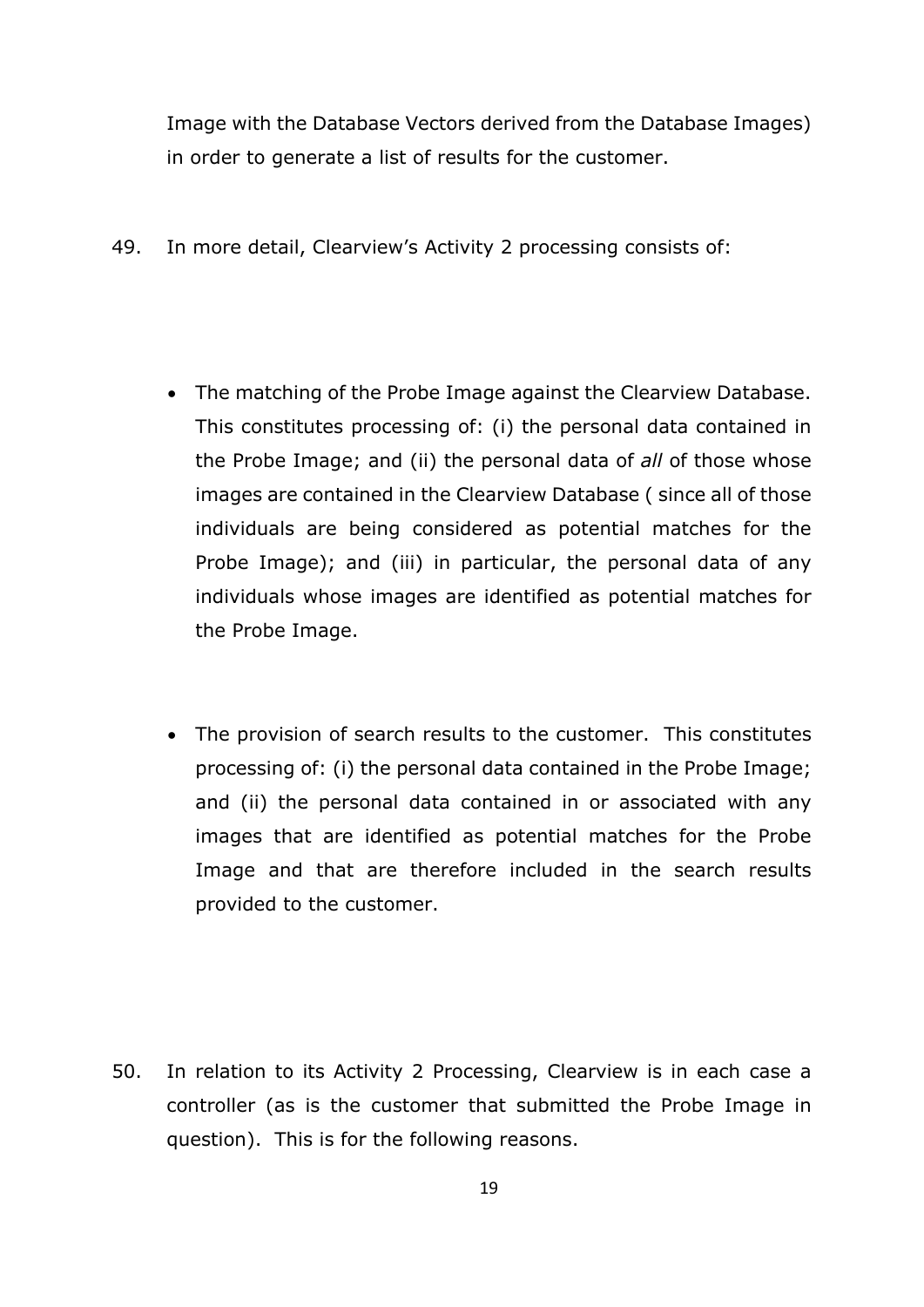Image with the Database Vectors derived from the Database Images) in order to generate a list of results for the customer.

49. In more detail, Clearview's Activity 2 processing consists of:

- The matching of the Probe Image against the Clearview Database. This constitutes processing of: (i) the personal data contained in the Probe Image; and (ii) the personal data of *all* of those whose images are contained in the Clearview Database ( since all of those individuals are being considered as potential matches for the Probe Image); and (iii) in particular, the personal data of any individuals whose images are identified as potential matches for the Probe Image.

- The provision of search results to the customer. This constitutes processing of: (i) the personal data contained in the Probe Image; and (ii) the personal data contained in or associated with any images that are identified as potential matches for the Probe Image and that are therefore included in the search results provided to the customer.

50. In relation to its Activity 2 Processing, Clearview is in each case a controller (as is the customer that submitted the Probe Image in question). This is for the following reasons.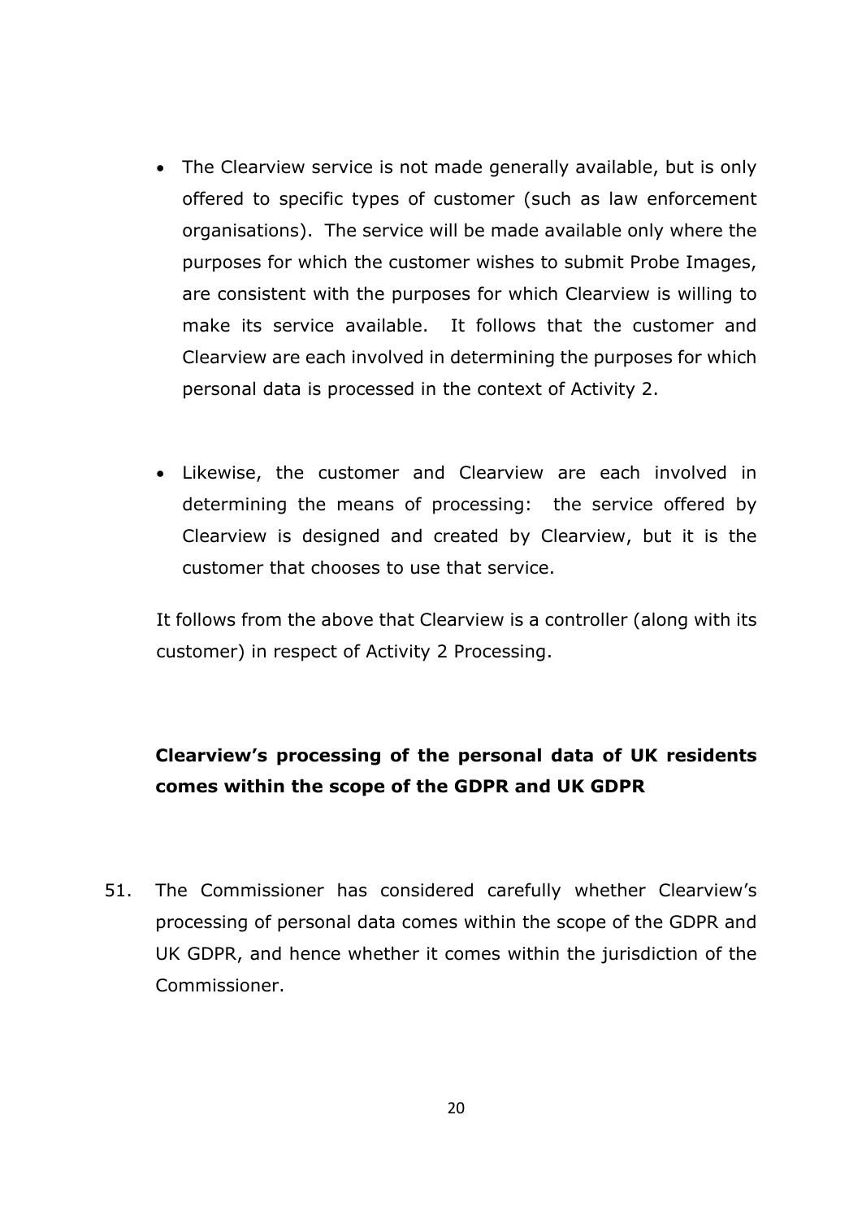- The Clearview service is not made generally available, but is only offered to specific types of customer (such as law enforcement organisations). The service will be made available only where the purposes for which the customer wishes to submit Probe Images, are consistent with the purposes for which Clearview is willing to make its service available. It follows that the customer and Clearview are each involved in determining the purposes for which personal data is processed in the context of Activity 2.

- Likewise, the customer and Clearview are each involved in determining the means of processing: the service offered by Clearview is designed and created by Clearview, but it is the customer that chooses to use that service.

It follows from the above that Clearview is a controller (along with its customer) in respect of Activity 2 Processing.

**Clearview's processing of the personal data of UK residents comes within the scope of the GDPR and UK GDPR**

51. The Commissioner has considered carefully whether Clearview's processing of personal data comes within the scope of the GDPR and UK GDPR, and hence whether it comes within the jurisdiction of the Commissioner.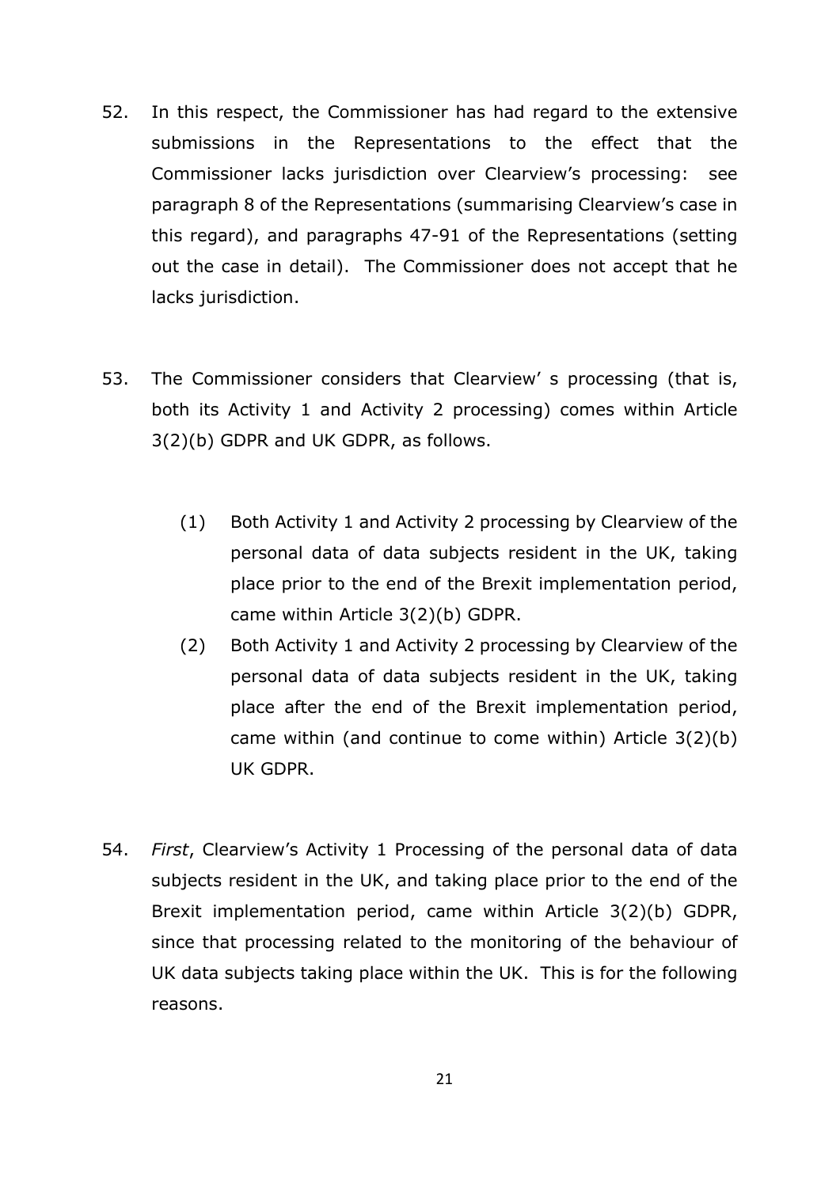52. In this respect, the Commissioner has had regard to the extensive submissions in the Representations to the effect that the Commissioner lacks jurisdiction over Clearview's processing: see paragraph 8 of the Representations (summarising Clearview's case in this regard), and paragraphs 47-91 of the Representations (setting out the case in detail). The Commissioner does not accept that he lacks jurisdiction.

53. The Commissioner considers that Clearview' s processing (that is, both its Activity 1 and Activity 2 processing) comes within Article 3(2)(b) GDPR and UK GDPR, as follows.

    (1) Both Activity 1 and Activity 2 processing by Clearview of the personal data of data subjects resident in the UK, taking place prior to the end of the Brexit implementation period, came within Article 3(2)(b) GDPR.

    (2) Both Activity 1 and Activity 2 processing by Clearview of the personal data of data subjects resident in the UK, taking place after the end of the Brexit implementation period, came within (and continue to come within) Article 3(2)(b) UK GDPR.

54. *First*, Clearview's Activity 1 Processing of the personal data of data subjects resident in the UK, and taking place prior to the end of the Brexit implementation period, came within Article 3(2)(b) GDPR, since that processing related to the monitoring of the behaviour of UK data subjects taking place within the UK. This is for the following reasons.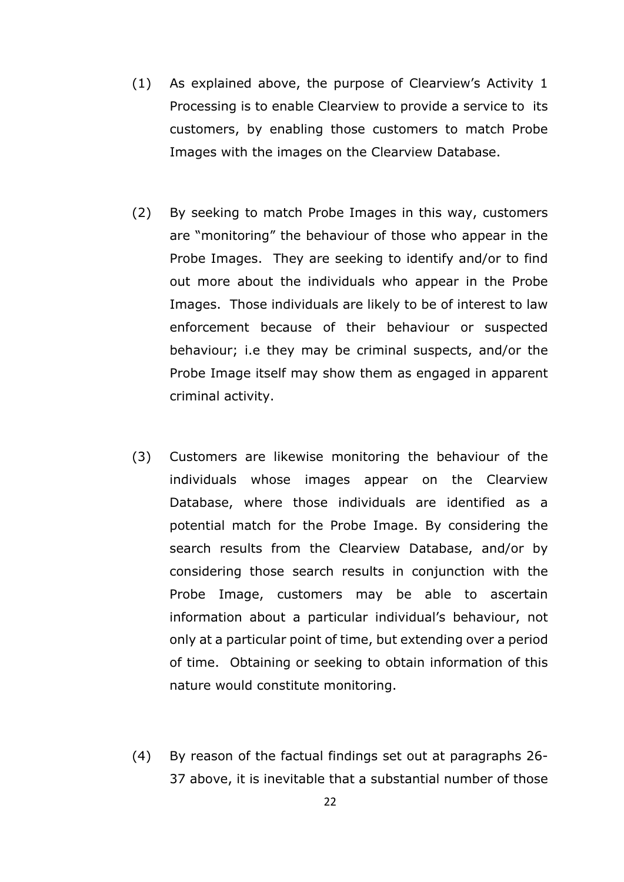(1) As explained above, the purpose of Clearview's Activity 1 Processing is to enable Clearview to provide a service to its customers, by enabling those customers to match Probe Images with the images on the Clearview Database.

(2) By seeking to match Probe Images in this way, customers are "monitoring" the behaviour of those who appear in the Probe Images. They are seeking to identify and/or to find out more about the individuals who appear in the Probe Images. Those individuals are likely to be of interest to law enforcement because of their behaviour or suspected behaviour; i.e they may be criminal suspects, and/or the Probe Image itself may show them as engaged in apparent criminal activity.

(3) Customers are likewise monitoring the behaviour of the individuals whose images appear on the Clearview Database, where those individuals are identified as a potential match for the Probe Image. By considering the search results from the Clearview Database, and/or by considering those search results in conjunction with the Probe Image, customers may be able to ascertain information about a particular individual's behaviour, not only at a particular point of time, but extending over a period of time. Obtaining or seeking to obtain information of this nature would constitute monitoring.

(4) By reason of the factual findings set out at paragraphs 26-37 above, it is inevitable that a substantial number of those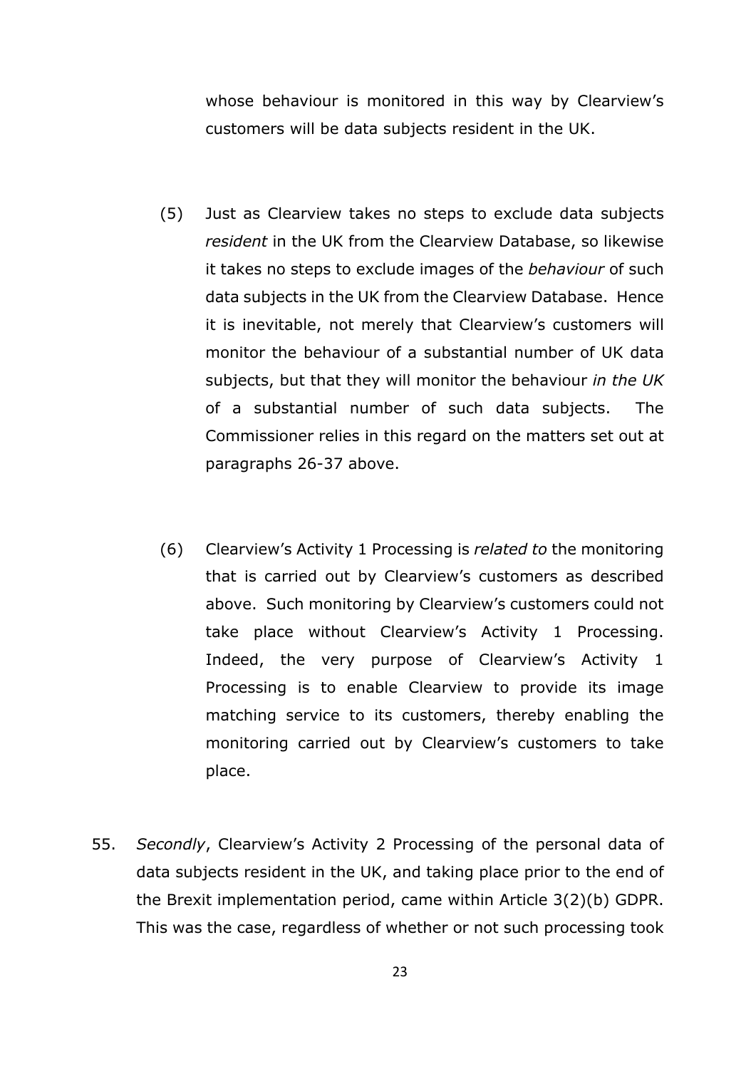whose behaviour is monitored in this way by Clearview's customers will be data subjects resident in the UK.

(5) Just as Clearview takes no steps to exclude data subjects *resident* in the UK from the Clearview Database, so likewise it takes no steps to exclude images of the *behaviour* of such data subjects in the UK from the Clearview Database. Hence it is inevitable, not merely that Clearview's customers will monitor the behaviour of a substantial number of UK data subjects, but that they will monitor the behaviour *in the UK* of a substantial number of such data subjects. The Commissioner relies in this regard on the matters set out at paragraphs 26-37 above.

(6) Clearview's Activity 1 Processing is *related to* the monitoring that is carried out by Clearview's customers as described above. Such monitoring by Clearview's customers could not take place without Clearview's Activity 1 Processing. Indeed, the very purpose of Clearview's Activity 1 Processing is to enable Clearview to provide its image matching service to its customers, thereby enabling the monitoring carried out by Clearview's customers to take place.

55. *Secondly*, Clearview's Activity 2 Processing of the personal data of data subjects resident in the UK, and taking place prior to the end of the Brexit implementation period, came within Article 3(2)(b) GDPR. This was the case, regardless of whether or not such processing took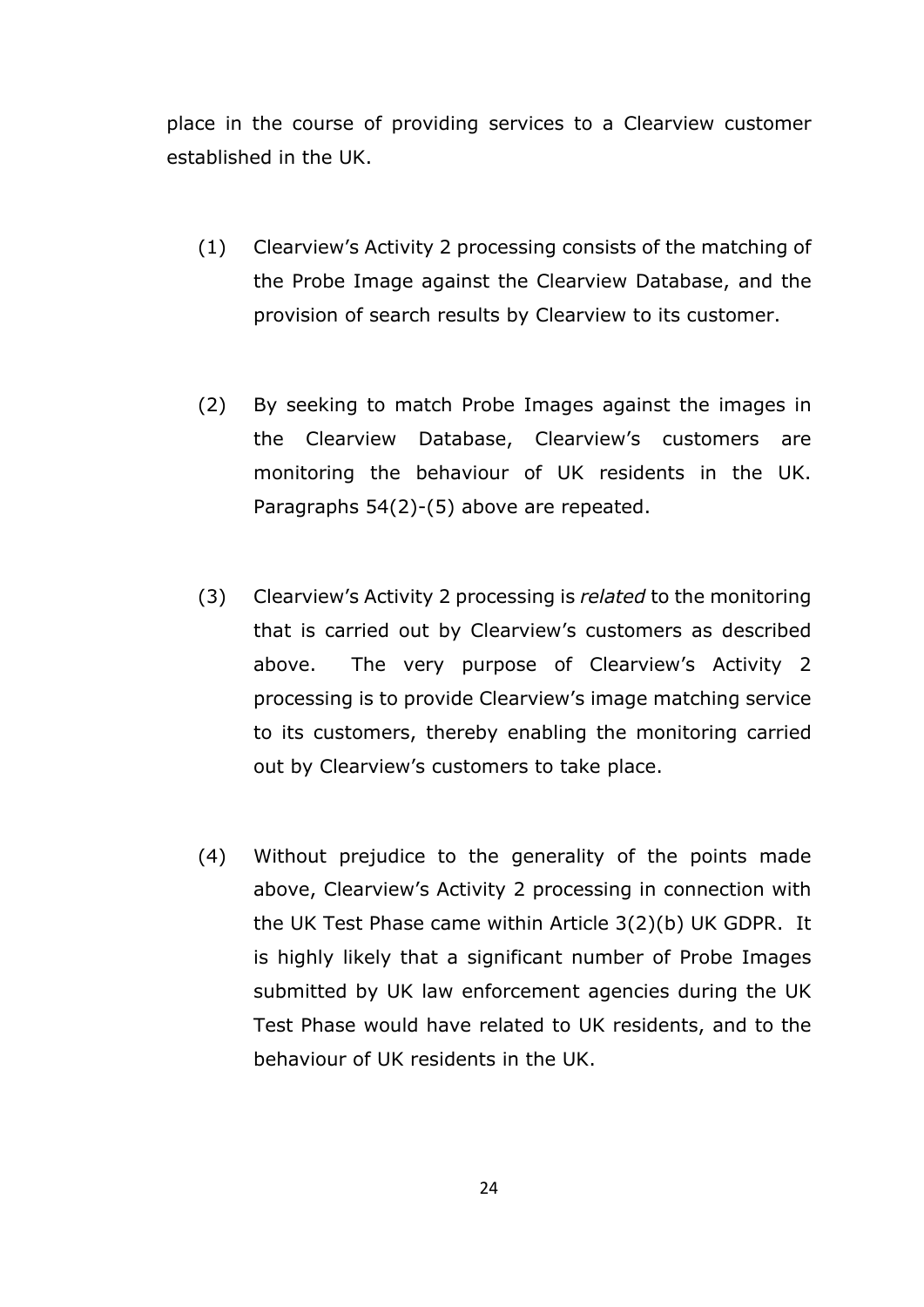place in the course of providing services to a Clearview customer established in the UK.

(1) Clearview's Activity 2 processing consists of the matching of the Probe Image against the Clearview Database, and the provision of search results by Clearview to its customer.

(2) By seeking to match Probe Images against the images in the Clearview Database, Clearview's customers are monitoring the behaviour of UK residents in the UK. Paragraphs 54(2)-(5) above are repeated.

(3) Clearview's Activity 2 processing is *related* to the monitoring that is carried out by Clearview's customers as described above. The very purpose of Clearview's Activity 2 processing is to provide Clearview's image matching service to its customers, thereby enabling the monitoring carried out by Clearview's customers to take place.

(4) Without prejudice to the generality of the points made above, Clearview's Activity 2 processing in connection with the UK Test Phase came within Article 3(2)(b) UK GDPR. It is highly likely that a significant number of Probe Images submitted by UK law enforcement agencies during the UK Test Phase would have related to UK residents, and to the behaviour of UK residents in the UK.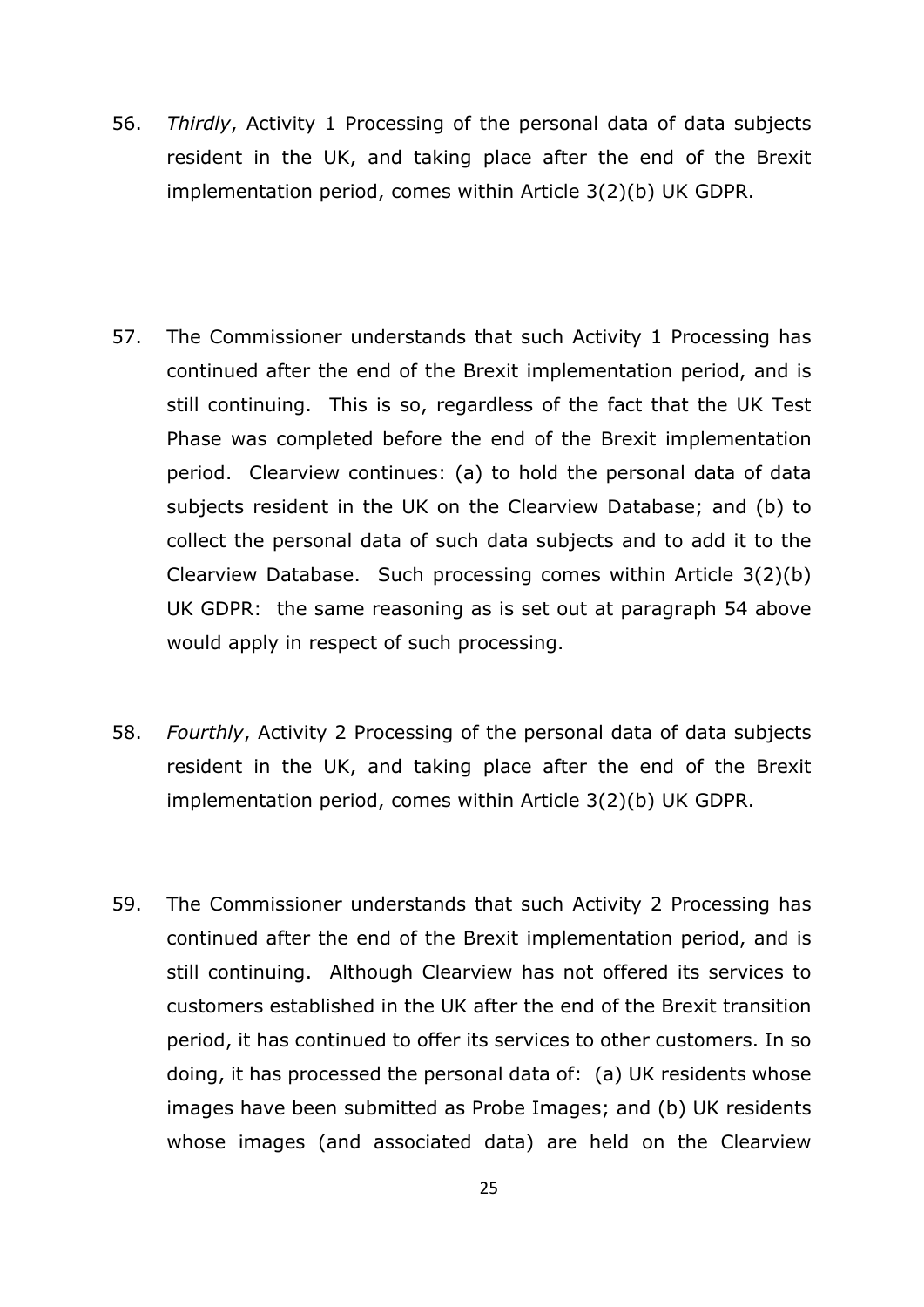56. *Thirdly*, Activity 1 Processing of the personal data of data subjects resident in the UK, and taking place after the end of the Brexit implementation period, comes within Article 3(2)(b) UK GDPR.

57. The Commissioner understands that such Activity 1 Processing has continued after the end of the Brexit implementation period, and is still continuing. This is so, regardless of the fact that the UK Test Phase was completed before the end of the Brexit implementation period. Clearview continues: (a) to hold the personal data of data subjects resident in the UK on the Clearview Database; and (b) to collect the personal data of such data subjects and to add it to the Clearview Database. Such processing comes within Article 3(2)(b) UK GDPR: the same reasoning as is set out at paragraph 54 above would apply in respect of such processing.

58. *Fourthly*, Activity 2 Processing of the personal data of data subjects resident in the UK, and taking place after the end of the Brexit implementation period, comes within Article 3(2)(b) UK GDPR.

59. The Commissioner understands that such Activity 2 Processing has continued after the end of the Brexit implementation period, and is still continuing. Although Clearview has not offered its services to customers established in the UK after the end of the Brexit transition period, it has continued to offer its services to other customers. In so doing, it has processed the personal data of: (a) UK residents whose images have been submitted as Probe Images; and (b) UK residents whose images (and associated data) are held on the Clearview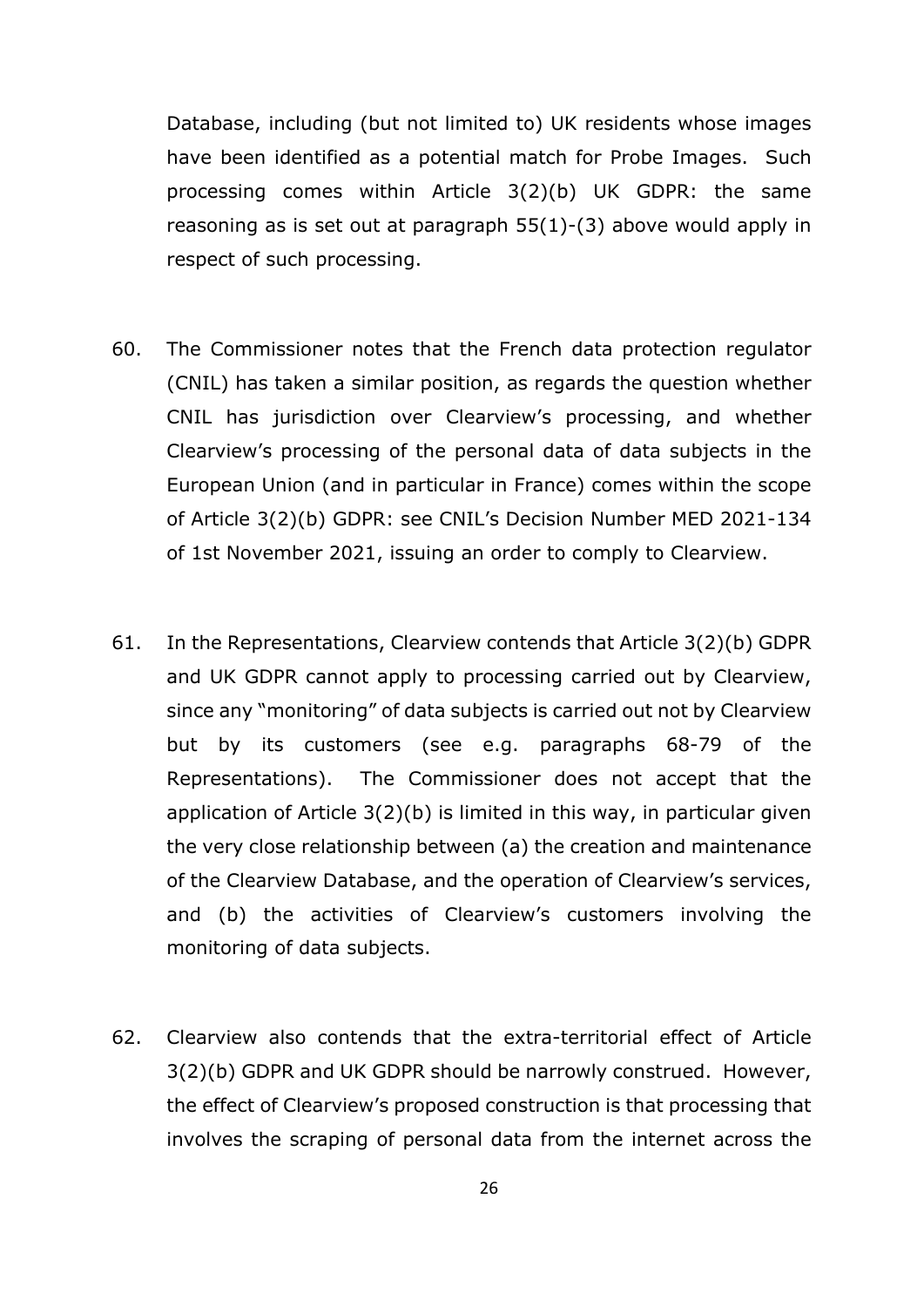Database, including (but not limited to) UK residents whose images have been identified as a potential match for Probe Images. Such processing comes within Article 3(2)(b) UK GDPR: the same reasoning as is set out at paragraph 55(1)-(3) above would apply in respect of such processing.

60. The Commissioner notes that the French data protection regulator (CNIL) has taken a similar position, as regards the question whether CNIL has jurisdiction over Clearview's processing, and whether Clearview's processing of the personal data of data subjects in the European Union (and in particular in France) comes within the scope of Article 3(2)(b) GDPR: see CNIL's Decision Number MED 2021-134 of 1st November 2021, issuing an order to comply to Clearview.

61. In the Representations, Clearview contends that Article 3(2)(b) GDPR and UK GDPR cannot apply to processing carried out by Clearview, since any "monitoring" of data subjects is carried out not by Clearview but by its customers (see e.g. paragraphs 68-79 of the Representations). The Commissioner does not accept that the application of Article 3(2)(b) is limited in this way, in particular given the very close relationship between (a) the creation and maintenance of the Clearview Database, and the operation of Clearview's services, and (b) the activities of Clearview's customers involving the monitoring of data subjects.

62. Clearview also contends that the extra-territorial effect of Article 3(2)(b) GDPR and UK GDPR should be narrowly construed. However, the effect of Clearview's proposed construction is that processing that involves the scraping of personal data from the internet across the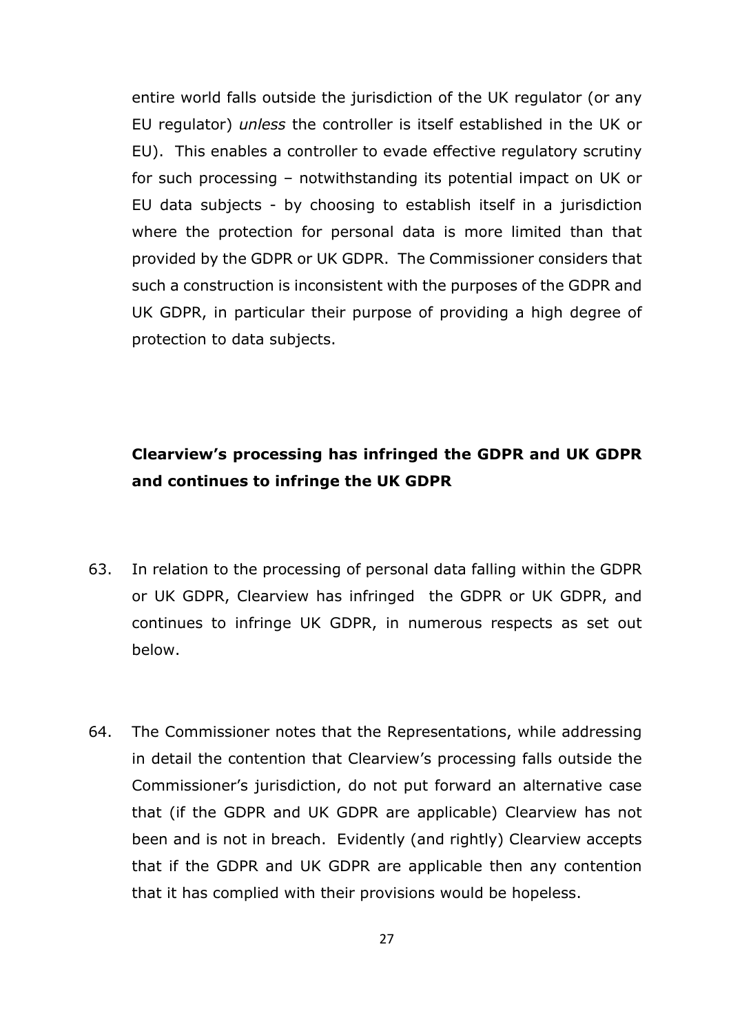entire world falls outside the jurisdiction of the UK regulator (or any EU regulator) *unless* the controller is itself established in the UK or EU). This enables a controller to evade effective regulatory scrutiny for such processing – notwithstanding its potential impact on UK or EU data subjects - by choosing to establish itself in a jurisdiction where the protection for personal data is more limited than that provided by the GDPR or UK GDPR. The Commissioner considers that such a construction is inconsistent with the purposes of the GDPR and UK GDPR, in particular their purpose of providing a high degree of protection to data subjects.

**Clearview's processing has infringed the GDPR and UK GDPR and continues to infringe the UK GDPR**

63. In relation to the processing of personal data falling within the GDPR or UK GDPR, Clearview has infringed the GDPR or UK GDPR, and continues to infringe UK GDPR, in numerous respects as set out below.

64. The Commissioner notes that the Representations, while addressing in detail the contention that Clearview's processing falls outside the Commissioner's jurisdiction, do not put forward an alternative case that (if the GDPR and UK GDPR are applicable) Clearview has not been and is not in breach. Evidently (and rightly) Clearview accepts that if the GDPR and UK GDPR are applicable then any contention that it has complied with their provisions would be hopeless.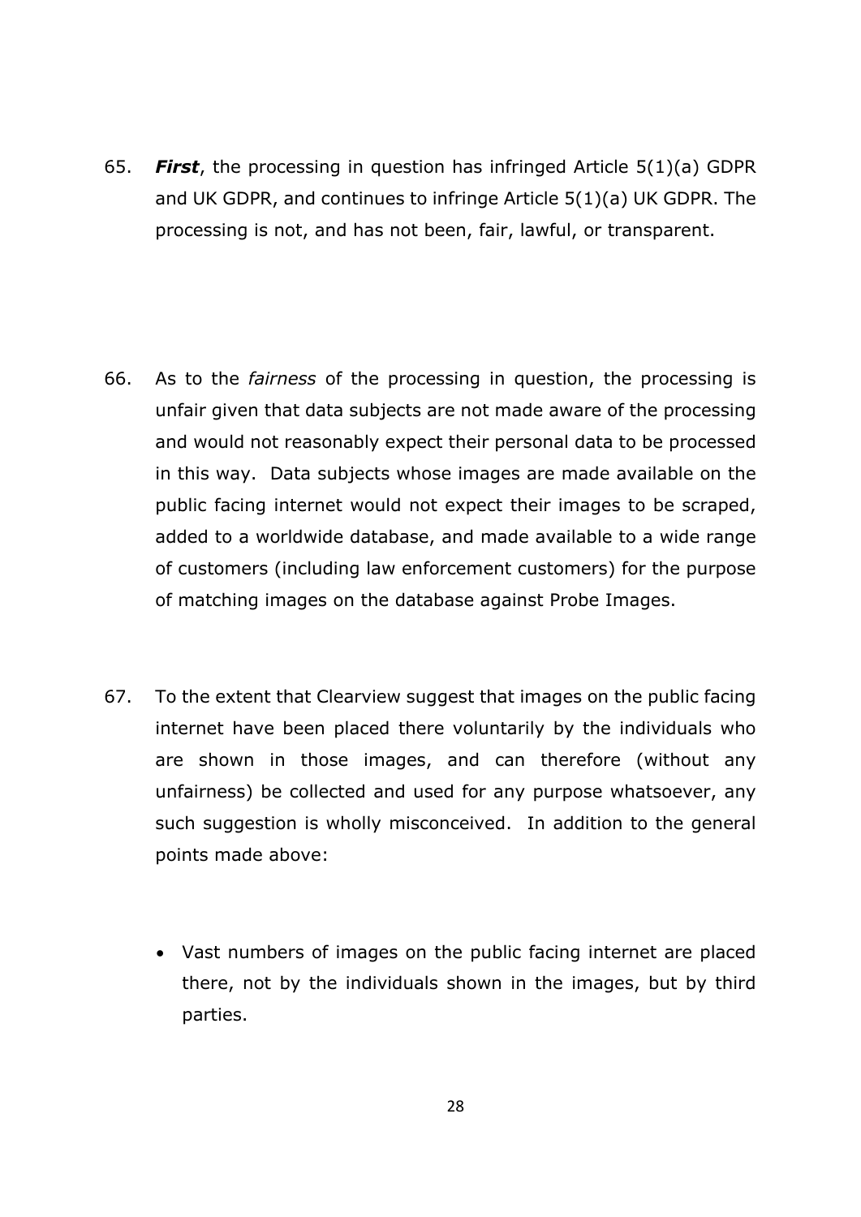65. ***First***, the processing in question has infringed Article 5(1)(a) GDPR and UK GDPR, and continues to infringe Article 5(1)(a) UK GDPR. The processing is not, and has not been, fair, lawful, or transparent.

66. As to the *fairness* of the processing in question, the processing is unfair given that data subjects are not made aware of the processing and would not reasonably expect their personal data to be processed in this way. Data subjects whose images are made available on the public facing internet would not expect their images to be scraped, added to a worldwide database, and made available to a wide range of customers (including law enforcement customers) for the purpose of matching images on the database against Probe Images.

67. To the extent that Clearview suggest that images on the public facing internet have been placed there voluntarily by the individuals who are shown in those images, and can therefore (without any unfairness) be collected and used for any purpose whatsoever, any such suggestion is wholly misconceived. In addition to the general points made above:

   - Vast numbers of images on the public facing internet are placed there, not by the individuals shown in the images, but by third parties.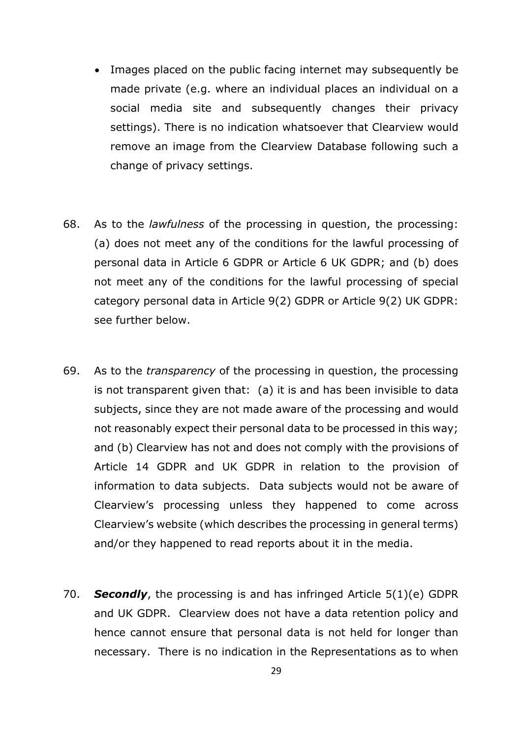- Images placed on the public facing internet may subsequently be made private (e.g. where an individual places an individual on a social media site and subsequently changes their privacy settings). There is no indication whatsoever that Clearview would remove an image from the Clearview Database following such a change of privacy settings.

68. As to the *lawfulness* of the processing in question, the processing: (a) does not meet any of the conditions for the lawful processing of personal data in Article 6 GDPR or Article 6 UK GDPR; and (b) does not meet any of the conditions for the lawful processing of special category personal data in Article 9(2) GDPR or Article 9(2) UK GDPR: see further below.

69. As to the *transparency* of the processing in question, the processing is not transparent given that: (a) it is and has been invisible to data subjects, since they are not made aware of the processing and would not reasonably expect their personal data to be processed in this way; and (b) Clearview has not and does not comply with the provisions of Article 14 GDPR and UK GDPR in relation to the provision of information to data subjects. Data subjects would not be aware of Clearview's processing unless they happened to come across Clearview's website (which describes the processing in general terms) and/or they happened to read reports about it in the media.

70. ***Secondly***, the processing is and has infringed Article 5(1)(e) GDPR and UK GDPR. Clearview does not have a data retention policy and hence cannot ensure that personal data is not held for longer than necessary. There is no indication in the Representations as to when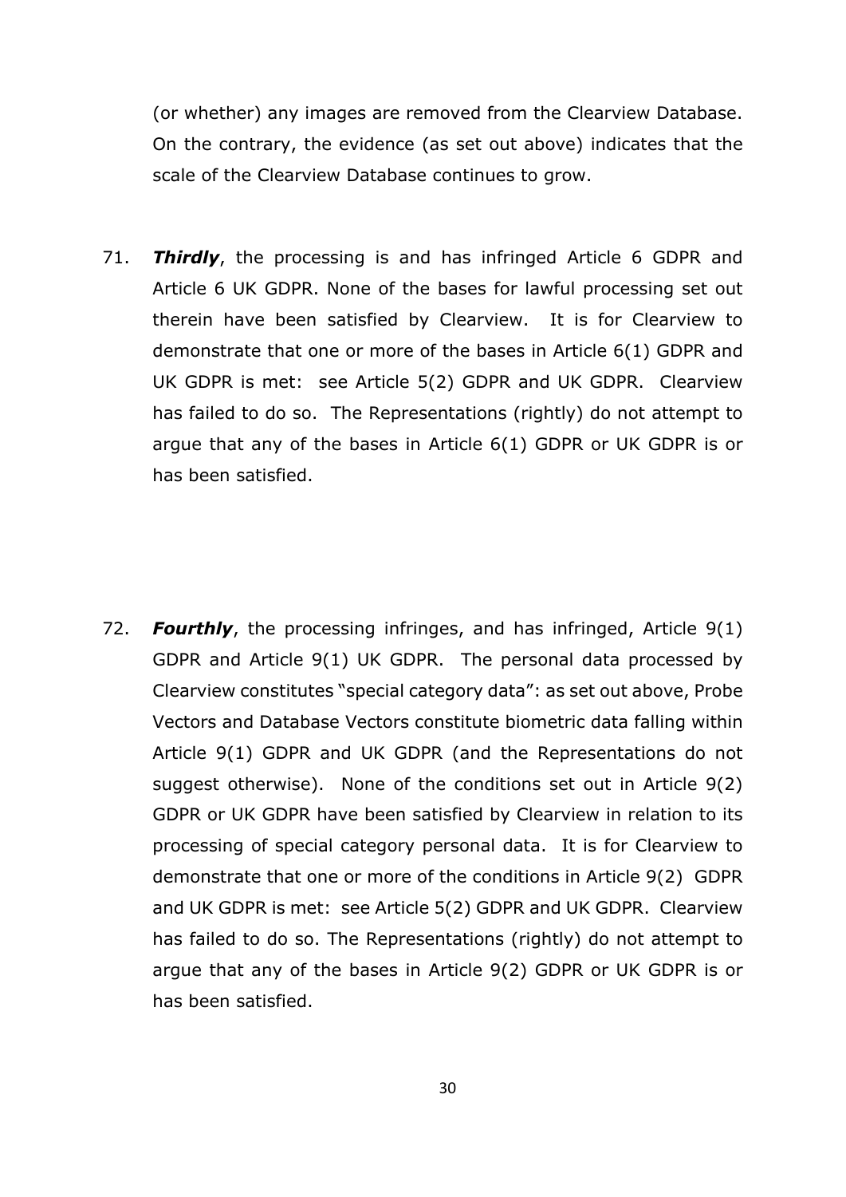(or whether) any images are removed from the Clearview Database. On the contrary, the evidence (as set out above) indicates that the scale of the Clearview Database continues to grow.

71. ***Thirdly***, the processing is and has infringed Article 6 GDPR and Article 6 UK GDPR. None of the bases for lawful processing set out therein have been satisfied by Clearview. It is for Clearview to demonstrate that one or more of the bases in Article 6(1) GDPR and UK GDPR is met: see Article 5(2) GDPR and UK GDPR. Clearview has failed to do so. The Representations (rightly) do not attempt to argue that any of the bases in Article 6(1) GDPR or UK GDPR is or has been satisfied.

72. ***Fourthly***, the processing infringes, and has infringed, Article 9(1) GDPR and Article 9(1) UK GDPR. The personal data processed by Clearview constitutes "special category data": as set out above, Probe Vectors and Database Vectors constitute biometric data falling within Article 9(1) GDPR and UK GDPR (and the Representations do not suggest otherwise). None of the conditions set out in Article 9(2) GDPR or UK GDPR have been satisfied by Clearview in relation to its processing of special category personal data. It is for Clearview to demonstrate that one or more of the conditions in Article 9(2) GDPR and UK GDPR is met: see Article 5(2) GDPR and UK GDPR. Clearview has failed to do so. The Representations (rightly) do not attempt to argue that any of the bases in Article 9(2) GDPR or UK GDPR is or has been satisfied.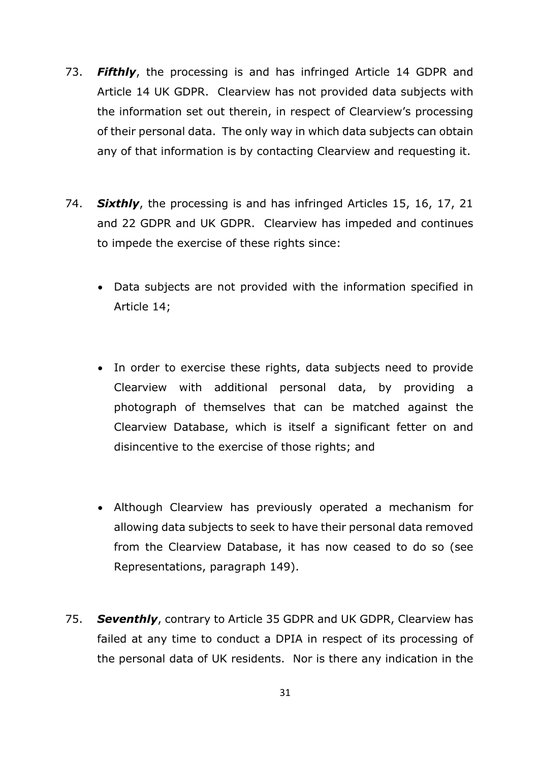73. ***Fifthly***, the processing is and has infringed Article 14 GDPR and Article 14 UK GDPR. Clearview has not provided data subjects with the information set out therein, in respect of Clearview's processing of their personal data. The only way in which data subjects can obtain any of that information is by contacting Clearview and requesting it.

74. ***Sixthly***, the processing is and has infringed Articles 15, 16, 17, 21 and 22 GDPR and UK GDPR. Clearview has impeded and continues to impede the exercise of these rights since:

    - Data subjects are not provided with the information specified in Article 14;

    - In order to exercise these rights, data subjects need to provide Clearview with additional personal data, by providing a photograph of themselves that can be matched against the Clearview Database, which is itself a significant fetter on and disincentive to the exercise of those rights; and

    - Although Clearview has previously operated a mechanism for allowing data subjects to seek to have their personal data removed from the Clearview Database, it has now ceased to do so (see Representations, paragraph 149).

75. ***Seventhly***, contrary to Article 35 GDPR and UK GDPR, Clearview has failed at any time to conduct a DPIA in respect of its processing of the personal data of UK residents. Nor is there any indication in the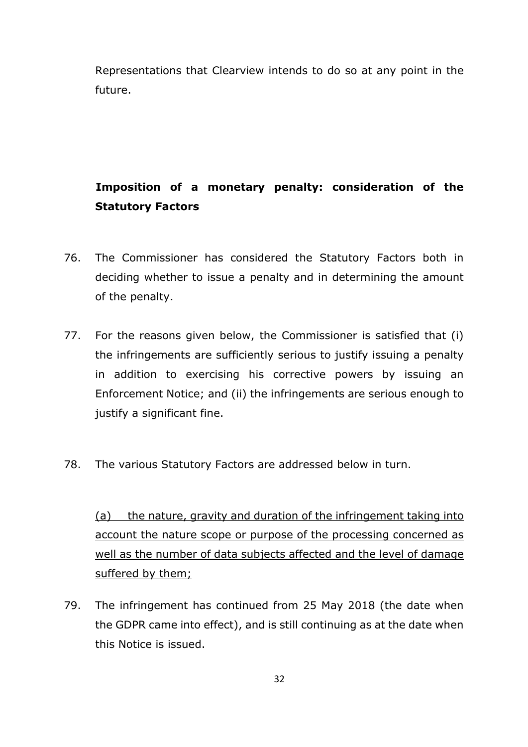Representations that Clearview intends to do so at any point in the future.

## Imposition of a monetary penalty: consideration of the Statutory Factors

76. The Commissioner has considered the Statutory Factors both in deciding whether to issue a penalty and in determining the amount of the penalty.

77. For the reasons given below, the Commissioner is satisfied that (i) the infringements are sufficiently serious to justify issuing a penalty in addition to exercising his corrective powers by issuing an Enforcement Notice; and (ii) the infringements are serious enough to justify a significant fine.

78. The various Statutory Factors are addressed below in turn.

<u>(a) the nature, gravity and duration of the infringement taking into account the nature scope or purpose of the processing concerned as well as the number of data subjects affected and the level of damage suffered by them;</u>

79. The infringement has continued from 25 May 2018 (the date when the GDPR came into effect), and is still continuing as at the date when this Notice is issued.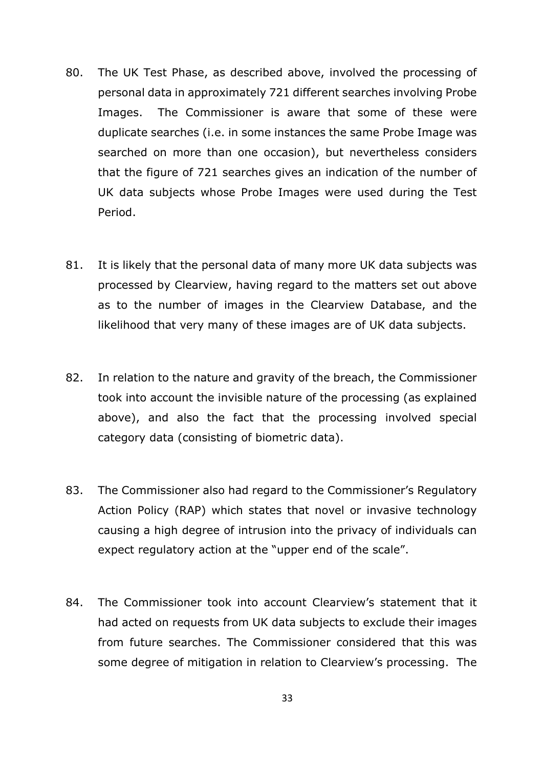80. The UK Test Phase, as described above, involved the processing of personal data in approximately 721 different searches involving Probe Images. The Commissioner is aware that some of these were duplicate searches (i.e. in some instances the same Probe Image was searched on more than one occasion), but nevertheless considers that the figure of 721 searches gives an indication of the number of UK data subjects whose Probe Images were used during the Test Period.

81. It is likely that the personal data of many more UK data subjects was processed by Clearview, having regard to the matters set out above as to the number of images in the Clearview Database, and the likelihood that very many of these images are of UK data subjects.

82. In relation to the nature and gravity of the breach, the Commissioner took into account the invisible nature of the processing (as explained above), and also the fact that the processing involved special category data (consisting of biometric data).

83. The Commissioner also had regard to the Commissioner's Regulatory Action Policy (RAP) which states that novel or invasive technology causing a high degree of intrusion into the privacy of individuals can expect regulatory action at the "upper end of the scale".

84. The Commissioner took into account Clearview's statement that it had acted on requests from UK data subjects to exclude their images from future searches. The Commissioner considered that this was some degree of mitigation in relation to Clearview's processing. The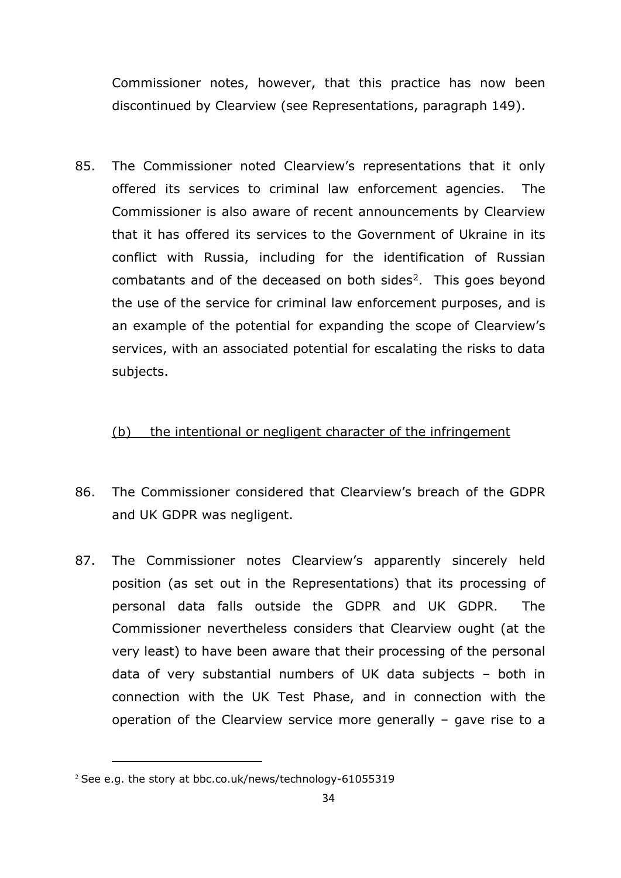Commissioner notes, however, that this practice has now been discontinued by Clearview (see Representations, paragraph 149).

85. The Commissioner noted Clearview's representations that it only offered its services to criminal law enforcement agencies. The Commissioner is also aware of recent announcements by Clearview that it has offered its services to the Government of Ukraine in its conflict with Russia, including for the identification of Russian combatants and of the deceased on both sides[2]. This goes beyond the use of the service for criminal law enforcement purposes, and is an example of the potential for expanding the scope of Clearview's services, with an associated potential for escalating the risks to data subjects.

(b) the intentional or negligent character of the infringement

86. The Commissioner considered that Clearview's breach of the GDPR and UK GDPR was negligent.

87. The Commissioner notes Clearview's apparently sincerely held position (as set out in the Representations) that its processing of personal data falls outside the GDPR and UK GDPR. The Commissioner nevertheless considers that Clearview ought (at the very least) to have been aware that their processing of the personal data of very substantial numbers of UK data subjects – both in connection with the UK Test Phase, and in connection with the operation of the Clearview service more generally – gave rise to a

[2] See e.g. the story at bbc.co.uk/news/technology-61055319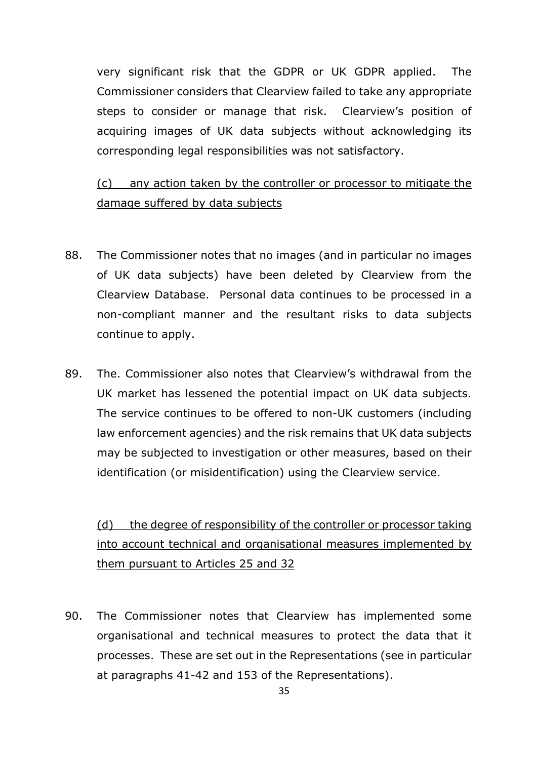very significant risk that the GDPR or UK GDPR applied. The Commissioner considers that Clearview failed to take any appropriate steps to consider or manage that risk. Clearview's position of acquiring images of UK data subjects without acknowledging its corresponding legal responsibilities was not satisfactory.

<u>(c) any action taken by the controller or processor to mitigate the damage suffered by data subjects</u>

88. The Commissioner notes that no images (and in particular no images of UK data subjects) have been deleted by Clearview from the Clearview Database. Personal data continues to be processed in a non-compliant manner and the resultant risks to data subjects continue to apply.

89. The. Commissioner also notes that Clearview's withdrawal from the UK market has lessened the potential impact on UK data subjects. The service continues to be offered to non-UK customers (including law enforcement agencies) and the risk remains that UK data subjects may be subjected to investigation or other measures, based on their identification (or misidentification) using the Clearview service.

<u>(d) the degree of responsibility of the controller or processor taking into account technical and organisational measures implemented by them pursuant to Articles 25 and 32</u>

90. The Commissioner notes that Clearview has implemented some organisational and technical measures to protect the data that it processes. These are set out in the Representations (see in particular at paragraphs 41-42 and 153 of the Representations).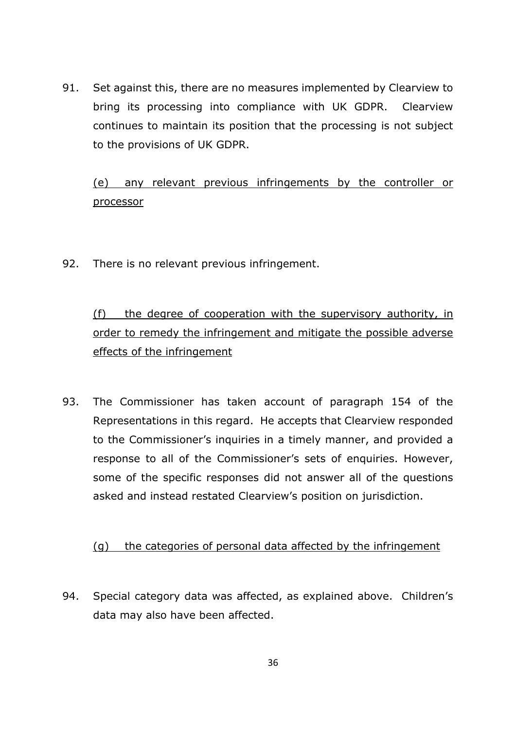91. Set against this, there are no measures implemented by Clearview to bring its processing into compliance with UK GDPR. Clearview continues to maintain its position that the processing is not subject to the provisions of UK GDPR.

<u>(e) any relevant previous infringements by the controller or processor</u>

92. There is no relevant previous infringement.

<u>(f) the degree of cooperation with the supervisory authority, in order to remedy the infringement and mitigate the possible adverse effects of the infringement</u>

93. The Commissioner has taken account of paragraph 154 of the Representations in this regard. He accepts that Clearview responded to the Commissioner's inquiries in a timely manner, and provided a response to all of the Commissioner's sets of enquiries. However, some of the specific responses did not answer all of the questions asked and instead restated Clearview's position on jurisdiction.

<u>(g) the categories of personal data affected by the infringement</u>

94. Special category data was affected, as explained above. Children's data may also have been affected.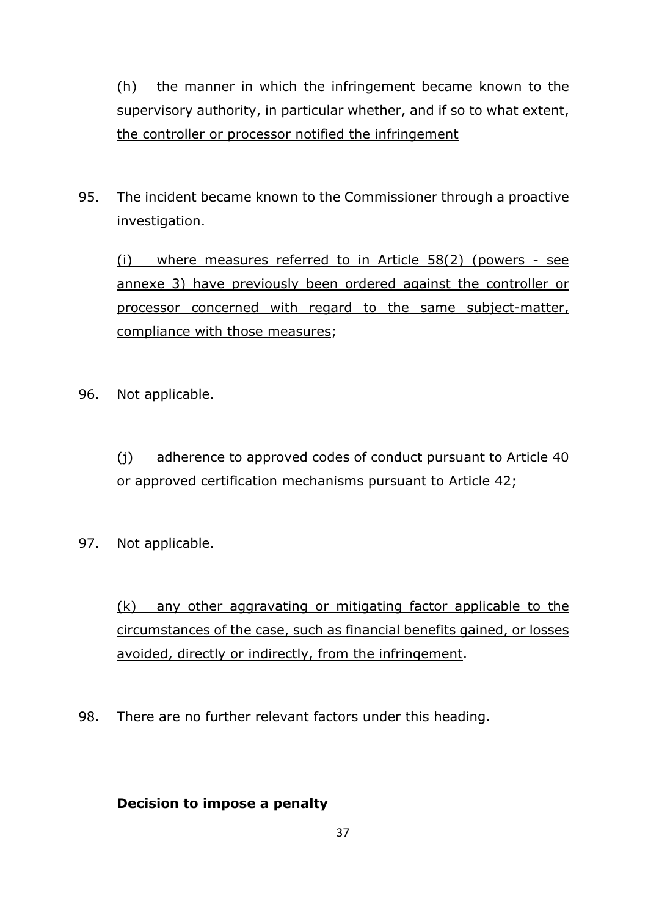(h) the manner in which the infringement became known to the supervisory authority, in particular whether, and if so to what extent, the controller or processor notified the infringement

95. The incident became known to the Commissioner through a proactive investigation.

(i) where measures referred to in Article 58(2) (powers - see annexe 3) have previously been ordered against the controller or processor concerned with regard to the same subject-matter, compliance with those measures;

96. Not applicable.

(j) adherence to approved codes of conduct pursuant to Article 40 or approved certification mechanisms pursuant to Article 42;

97. Not applicable.

(k) any other aggravating or mitigating factor applicable to the circumstances of the case, such as financial benefits gained, or losses avoided, directly or indirectly, from the infringement.

98. There are no further relevant factors under this heading.

**Decision to impose a penalty**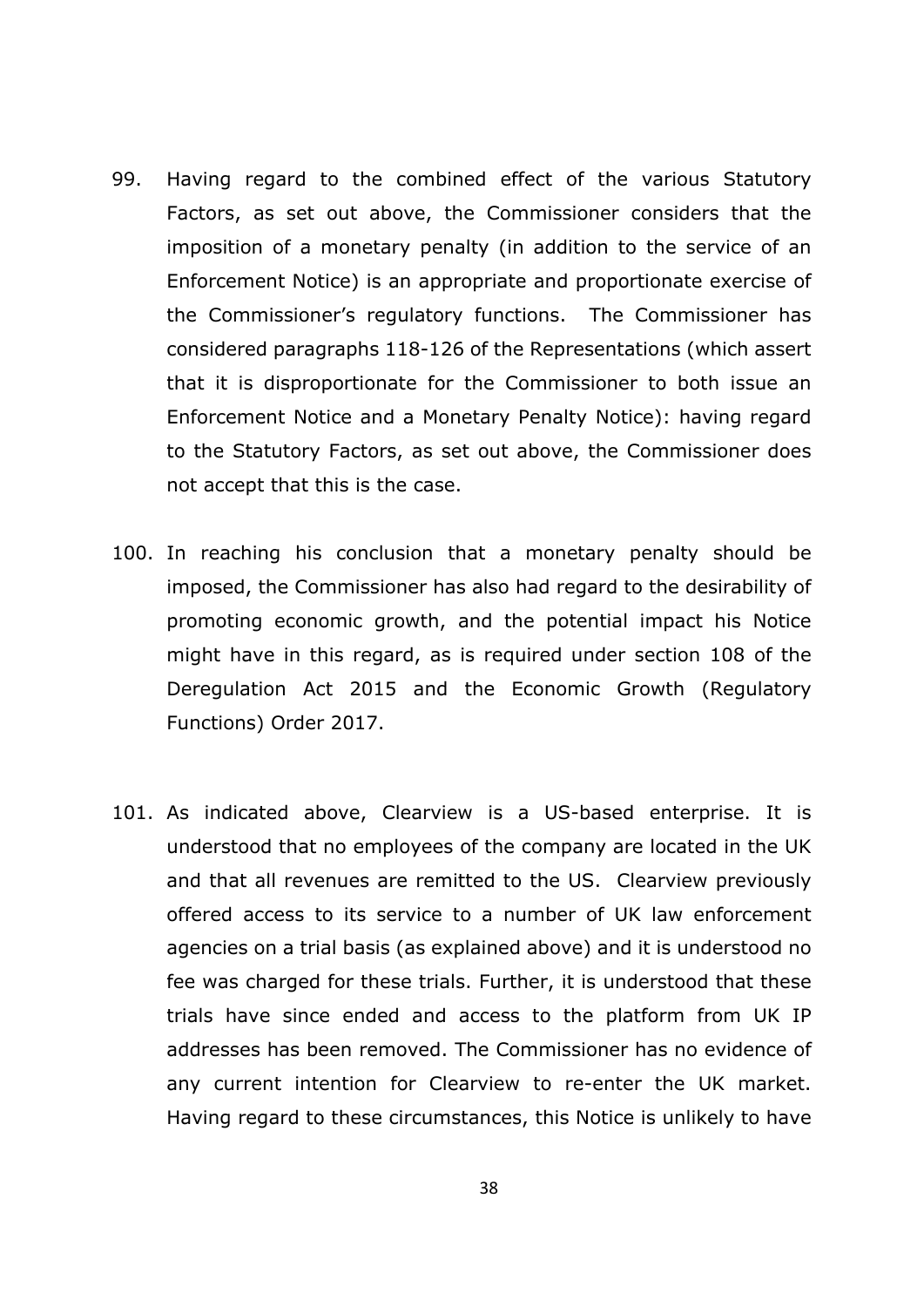99. Having regard to the combined effect of the various Statutory Factors, as set out above, the Commissioner considers that the imposition of a monetary penalty (in addition to the service of an Enforcement Notice) is an appropriate and proportionate exercise of the Commissioner's regulatory functions. The Commissioner has considered paragraphs 118-126 of the Representations (which assert that it is disproportionate for the Commissioner to both issue an Enforcement Notice and a Monetary Penalty Notice): having regard to the Statutory Factors, as set out above, the Commissioner does not accept that this is the case.

100. In reaching his conclusion that a monetary penalty should be imposed, the Commissioner has also had regard to the desirability of promoting economic growth, and the potential impact his Notice might have in this regard, as is required under section 108 of the Deregulation Act 2015 and the Economic Growth (Regulatory Functions) Order 2017.

101. As indicated above, Clearview is a US-based enterprise. It is understood that no employees of the company are located in the UK and that all revenues are remitted to the US. Clearview previously offered access to its service to a number of UK law enforcement agencies on a trial basis (as explained above) and it is understood no fee was charged for these trials. Further, it is understood that these trials have since ended and access to the platform from UK IP addresses has been removed. The Commissioner has no evidence of any current intention for Clearview to re-enter the UK market. Having regard to these circumstances, this Notice is unlikely to have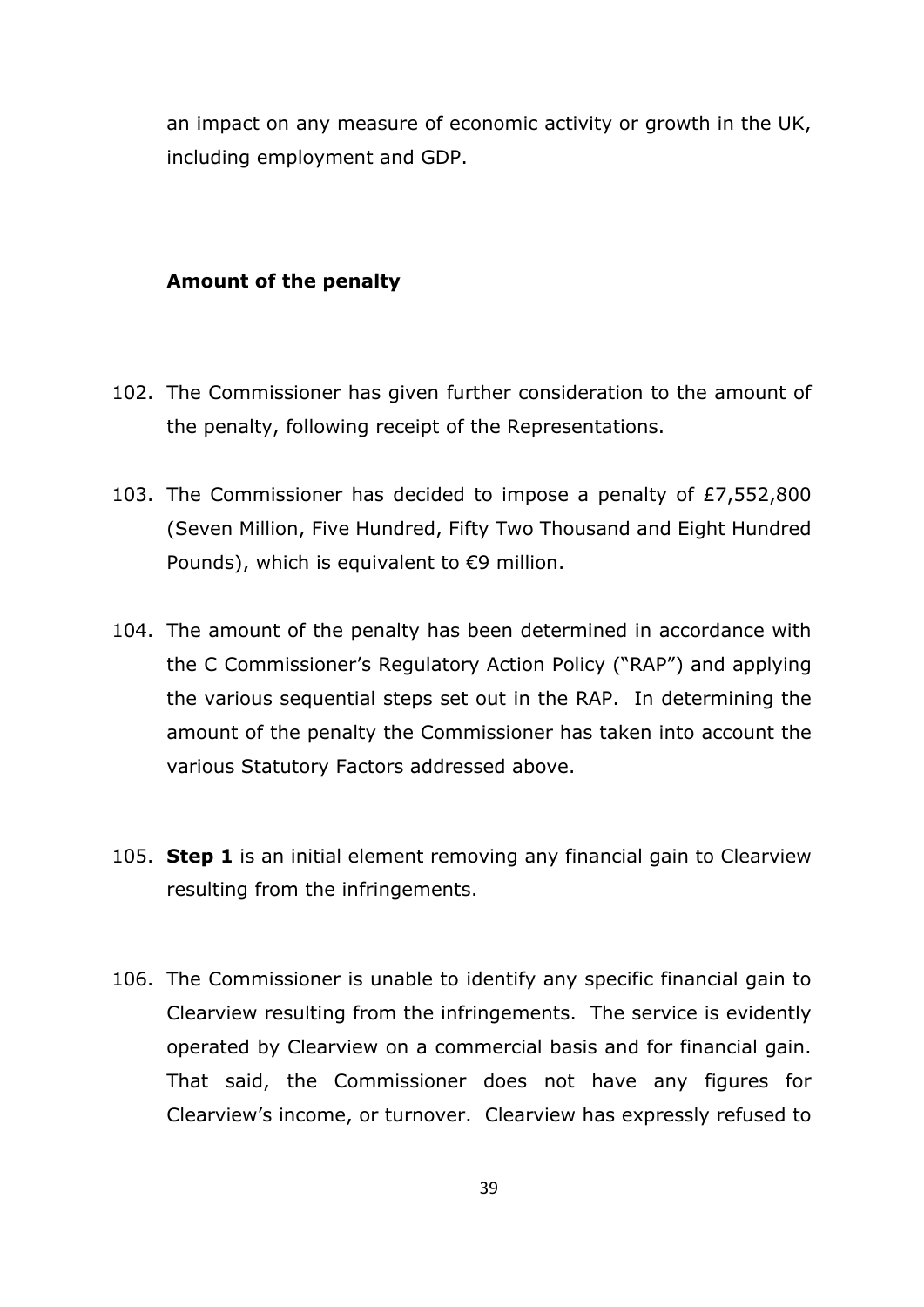an impact on any measure of economic activity or growth in the UK, including employment and GDP.

### Amount of the penalty

102. The Commissioner has given further consideration to the amount of the penalty, following receipt of the Representations.

103. The Commissioner has decided to impose a penalty of £7,552,800 (Seven Million, Five Hundred, Fifty Two Thousand and Eight Hundred Pounds), which is equivalent to €9 million.

104. The amount of the penalty has been determined in accordance with the C Commissioner's Regulatory Action Policy ("RAP") and applying the various sequential steps set out in the RAP. In determining the amount of the penalty the Commissioner has taken into account the various Statutory Factors addressed above.

105. **Step 1** is an initial element removing any financial gain to Clearview resulting from the infringements.

106. The Commissioner is unable to identify any specific financial gain to Clearview resulting from the infringements. The service is evidently operated by Clearview on a commercial basis and for financial gain. That said, the Commissioner does not have any figures for Clearview's income, or turnover. Clearview has expressly refused to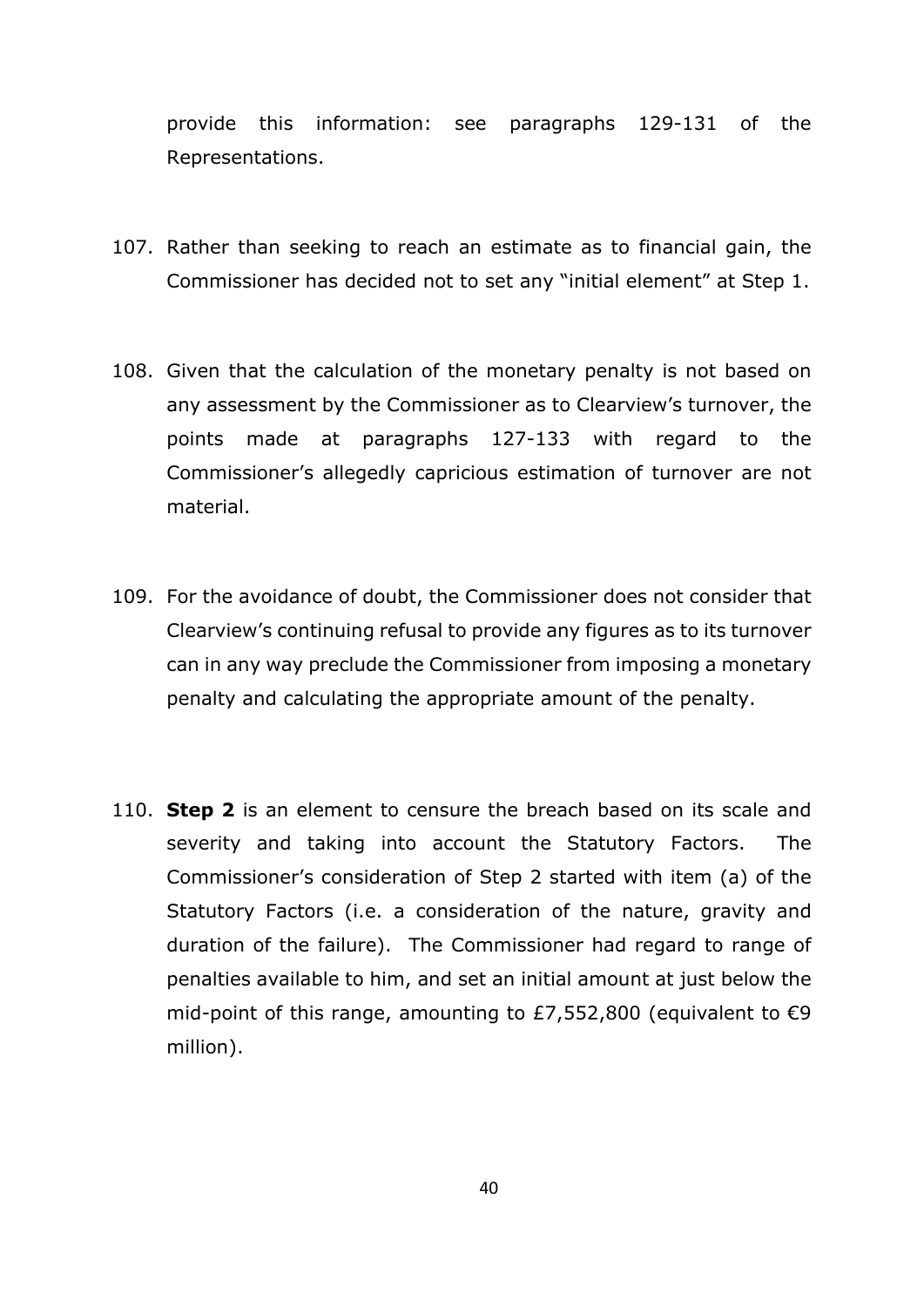provide this information: see paragraphs 129-131 of the Representations.

107. Rather than seeking to reach an estimate as to financial gain, the Commissioner has decided not to set any "initial element" at Step 1.

108. Given that the calculation of the monetary penalty is not based on any assessment by the Commissioner as to Clearview's turnover, the points made at paragraphs 127-133 with regard to the Commissioner's allegedly capricious estimation of turnover are not material.

109. For the avoidance of doubt, the Commissioner does not consider that Clearview's continuing refusal to provide any figures as to its turnover can in any way preclude the Commissioner from imposing a monetary penalty and calculating the appropriate amount of the penalty.

110. **Step 2** is an element to censure the breach based on its scale and severity and taking into account the Statutory Factors. The Commissioner's consideration of Step 2 started with item (a) of the Statutory Factors (i.e. a consideration of the nature, gravity and duration of the failure). The Commissioner had regard to range of penalties available to him, and set an initial amount at just below the mid-point of this range, amounting to £7,552,800 (equivalent to €9 million).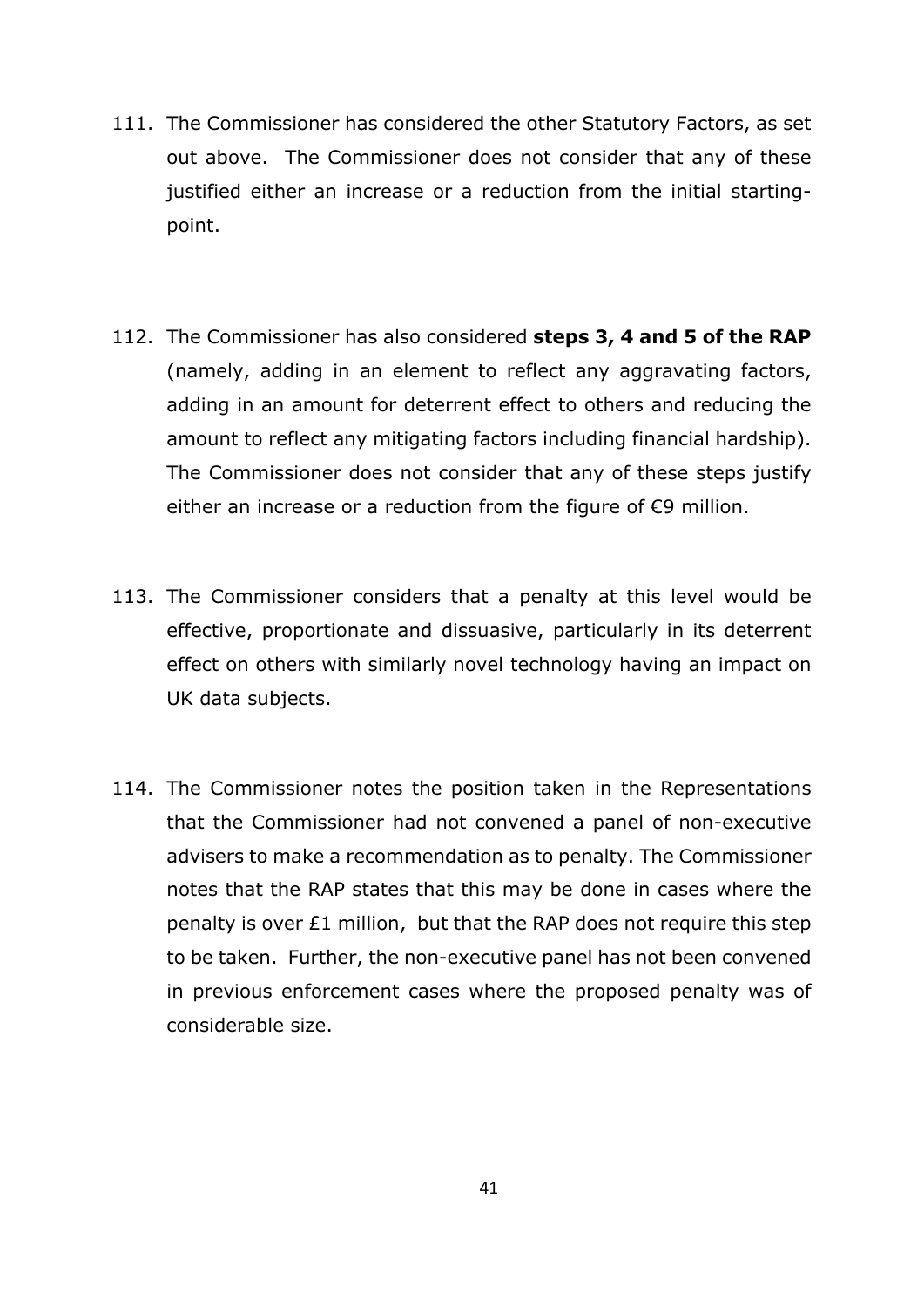111. The Commissioner has considered the other Statutory Factors, as set out above. The Commissioner does not consider that any of these justified either an increase or a reduction from the initial starting-point.

112. The Commissioner has also considered **steps 3, 4 and 5 of the RAP** (namely, adding in an element to reflect any aggravating factors, adding in an amount for deterrent effect to others and reducing the amount to reflect any mitigating factors including financial hardship). The Commissioner does not consider that any of these steps justify either an increase or a reduction from the figure of €9 million.

113. The Commissioner considers that a penalty at this level would be effective, proportionate and dissuasive, particularly in its deterrent effect on others with similarly novel technology having an impact on UK data subjects.

114. The Commissioner notes the position taken in the Representations that the Commissioner had not convened a panel of non-executive advisers to make a recommendation as to penalty. The Commissioner notes that the RAP states that this may be done in cases where the penalty is over £1 million, but that the RAP does not require this step to be taken. Further, the non-executive panel has not been convened in previous enforcement cases where the proposed penalty was of considerable size.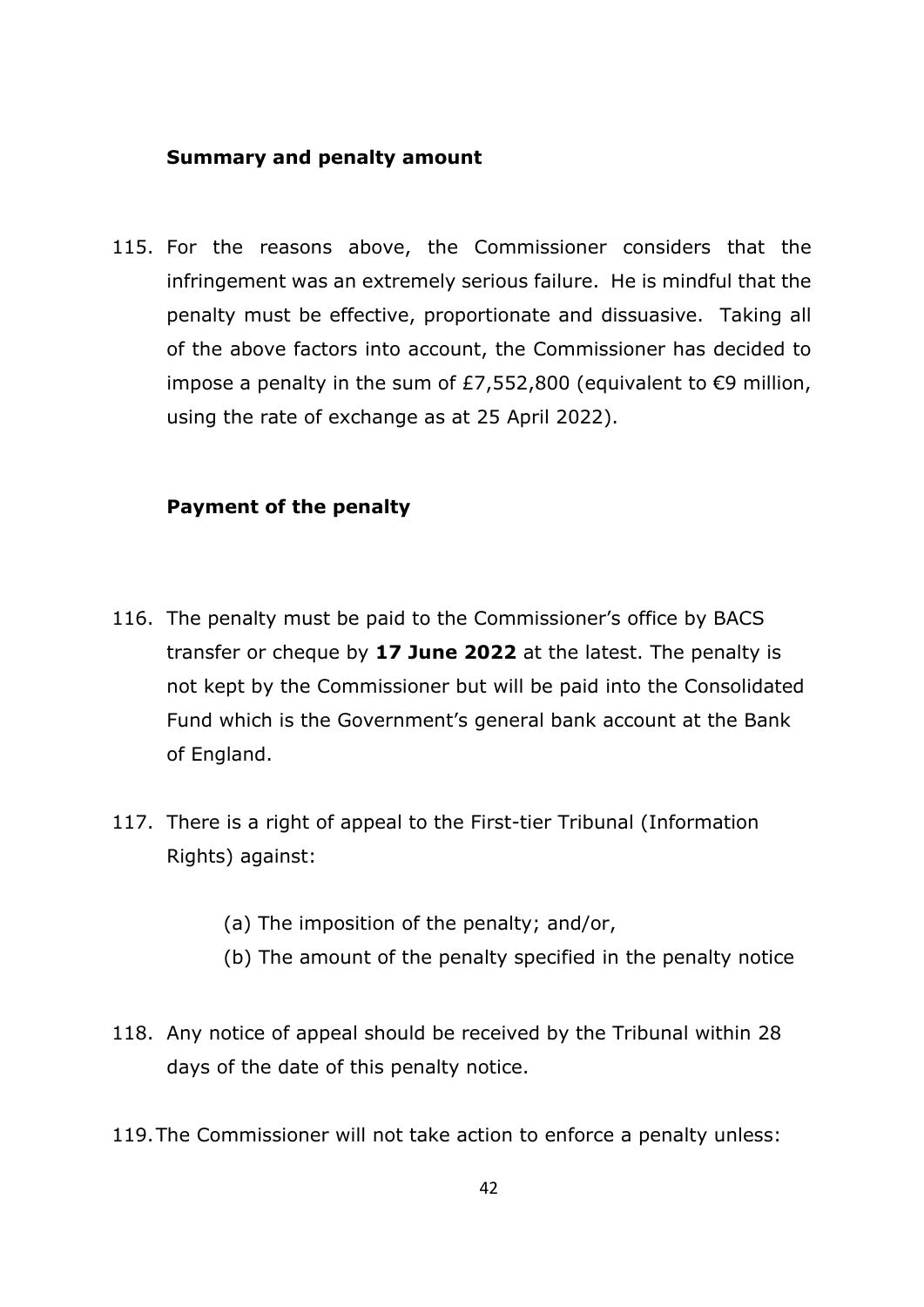### Summary and penalty amount

115. For the reasons above, the Commissioner considers that the infringement was an extremely serious failure. He is mindful that the penalty must be effective, proportionate and dissuasive. Taking all of the above factors into account, the Commissioner has decided to impose a penalty in the sum of £7,552,800 (equivalent to €9 million, using the rate of exchange as at 25 April 2022).

### Payment of the penalty

116. The penalty must be paid to the Commissioner's office by BACS transfer or cheque by **17 June 2022** at the latest. The penalty is not kept by the Commissioner but will be paid into the Consolidated Fund which is the Government's general bank account at the Bank of England.

117. There is a right of appeal to the First-tier Tribunal (Information Rights) against:

    (a) The imposition of the penalty; and/or,
    (b) The amount of the penalty specified in the penalty notice

118. Any notice of appeal should be received by the Tribunal within 28 days of the date of this penalty notice.

119. The Commissioner will not take action to enforce a penalty unless: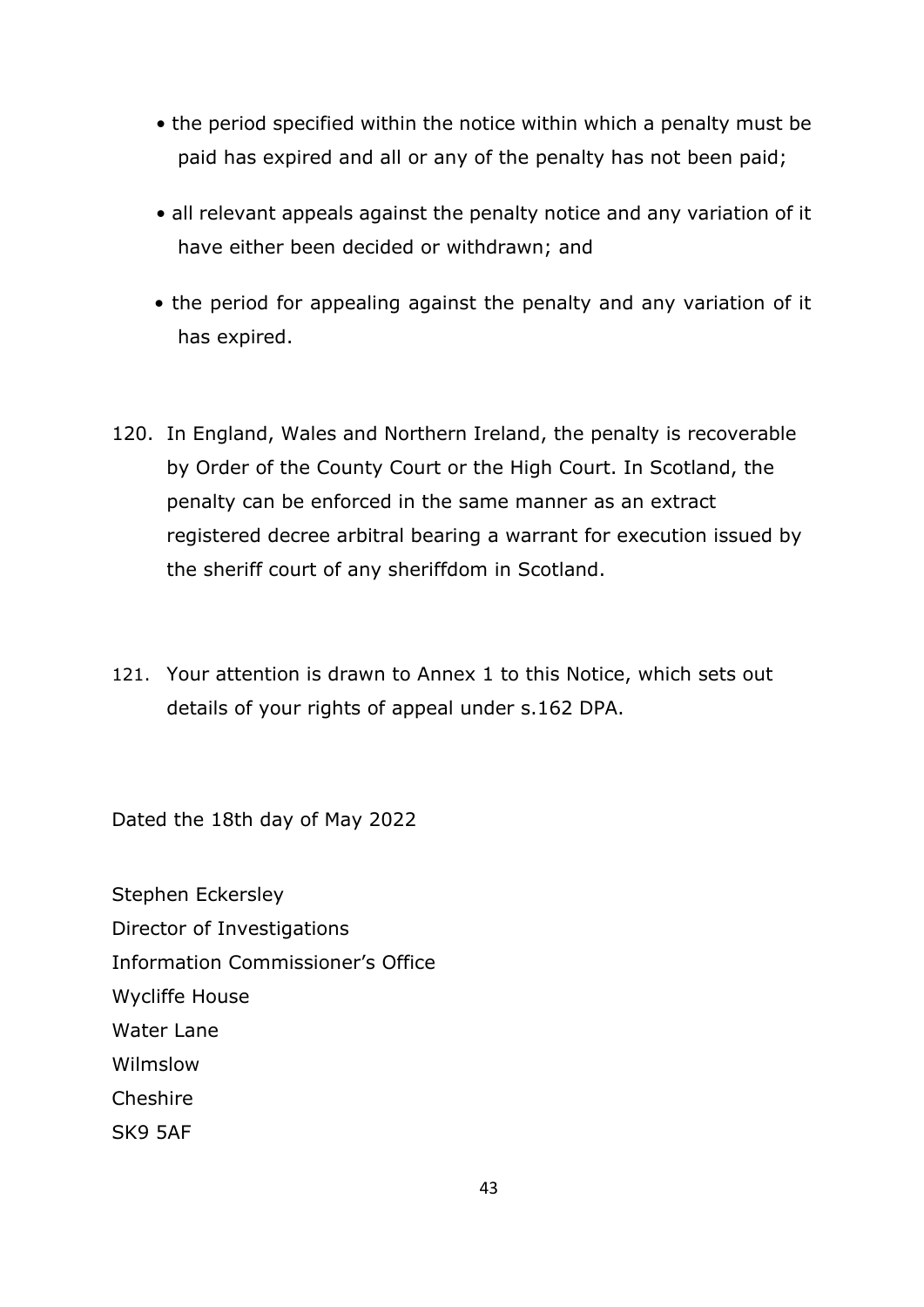- the period specified within the notice within which a penalty must be paid has expired and all or any of the penalty has not been paid;
- all relevant appeals against the penalty notice and any variation of it have either been decided or withdrawn; and
- the period for appealing against the penalty and any variation of it has expired.

120. In England, Wales and Northern Ireland, the penalty is recoverable by Order of the County Court or the High Court. In Scotland, the penalty can be enforced in the same manner as an extract registered decree arbitral bearing a warrant for execution issued by the sheriff court of any sheriffdom in Scotland.

121. Your attention is drawn to Annex 1 to this Notice, which sets out details of your rights of appeal under s.162 DPA.

Dated the 18th day of May 2022

Stephen Eckersley
Director of Investigations
Information Commissioner's Office
Wycliffe House
Water Lane
Wilmslow
Cheshire
SK9 5AF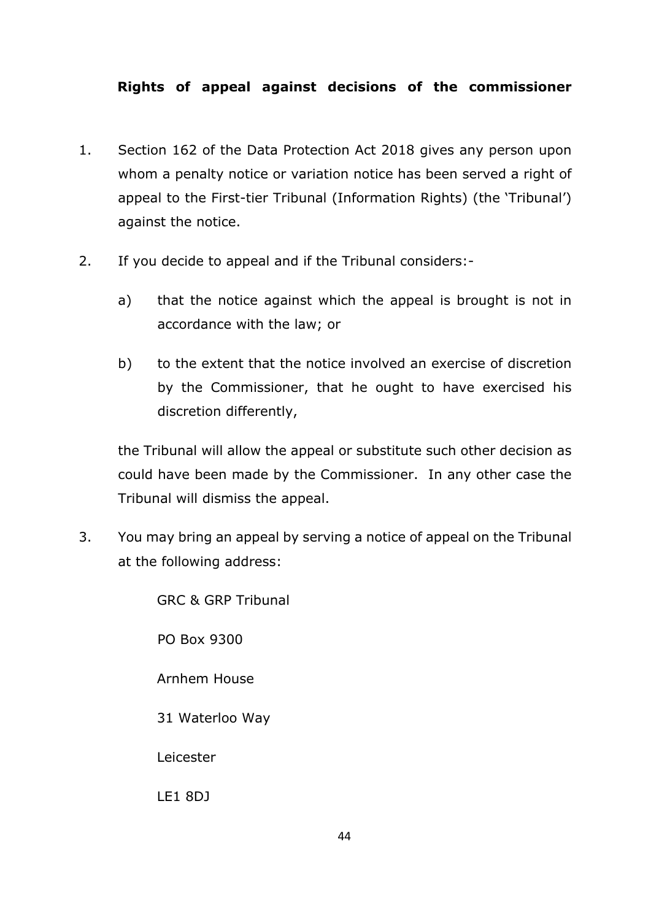## Rights of appeal against decisions of the commissioner

1. Section 162 of the Data Protection Act 2018 gives any person upon whom a penalty notice or variation notice has been served a right of appeal to the First-tier Tribunal (Information Rights) (the 'Tribunal') against the notice.

2. If you decide to appeal and if the Tribunal considers:-

   a) that the notice against which the appeal is brought is not in accordance with the law; or

   b) to the extent that the notice involved an exercise of discretion by the Commissioner, that he ought to have exercised his discretion differently,

   the Tribunal will allow the appeal or substitute such other decision as could have been made by the Commissioner. In any other case the Tribunal will dismiss the appeal.

3. You may bring an appeal by serving a notice of appeal on the Tribunal at the following address:

   GRC & GRP Tribunal

   PO Box 9300

   Arnhem House

   31 Waterloo Way

   Leicester

   LE1 8DJ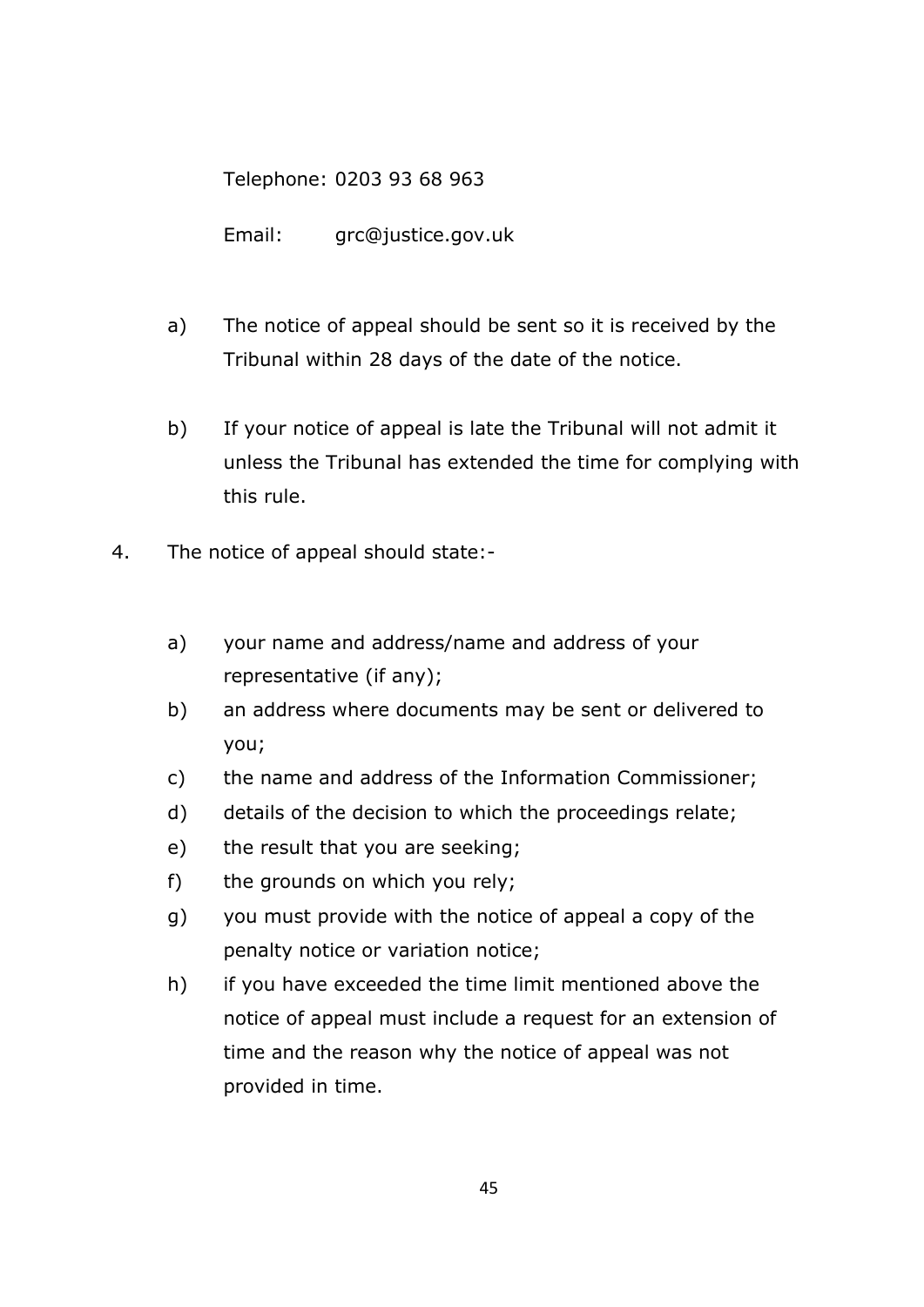Telephone: 0203 93 68 963

Email: grc@justice.gov.uk

a) The notice of appeal should be sent so it is received by the Tribunal within 28 days of the date of the notice.

b) If your notice of appeal is late the Tribunal will not admit it unless the Tribunal has extended the time for complying with this rule.

4. The notice of appeal should state:-

   a) your name and address/name and address of your representative (if any);
   b) an address where documents may be sent or delivered to you;
   c) the name and address of the Information Commissioner;
   d) details of the decision to which the proceedings relate;
   e) the result that you are seeking;
   f) the grounds on which you rely;
   g) you must provide with the notice of appeal a copy of the penalty notice or variation notice;
   h) if you have exceeded the time limit mentioned above the notice of appeal must include a request for an extension of time and the reason why the notice of appeal was not provided in time.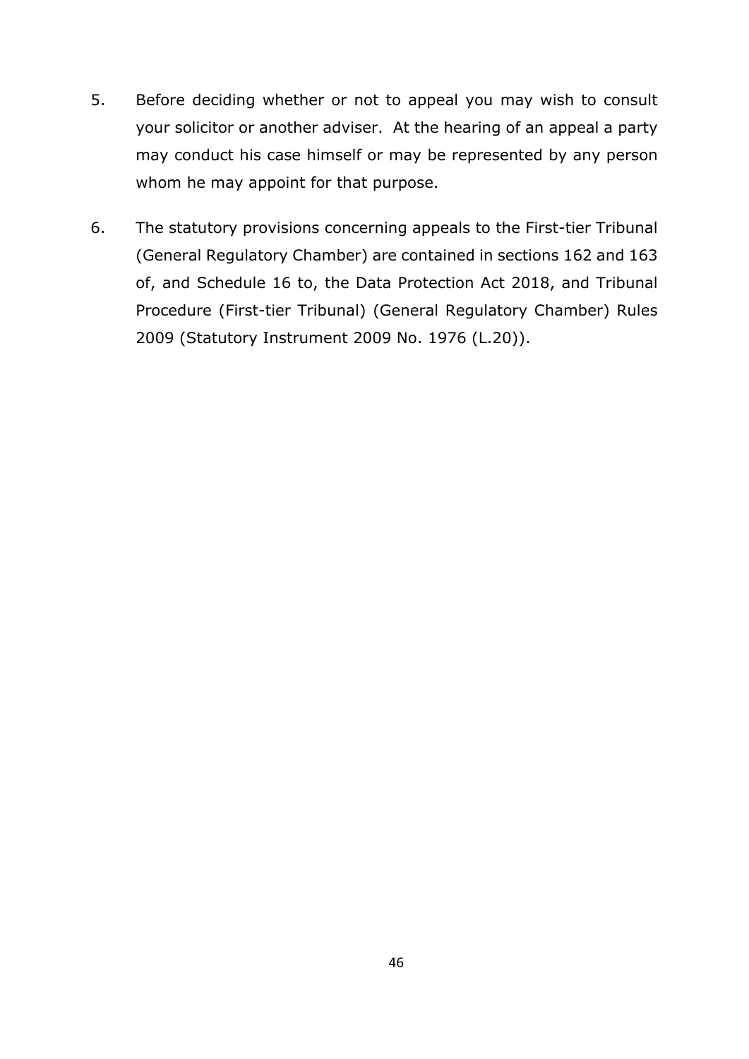5. Before deciding whether or not to appeal you may wish to consult your solicitor or another adviser. At the hearing of an appeal a party may conduct his case himself or may be represented by any person whom he may appoint for that purpose.

6. The statutory provisions concerning appeals to the First-tier Tribunal (General Regulatory Chamber) are contained in sections 162 and 163 of, and Schedule 16 to, the Data Protection Act 2018, and Tribunal Procedure (First-tier Tribunal) (General Regulatory Chamber) Rules 2009 (Statutory Instrument 2009 No. 1976 (L.20)).